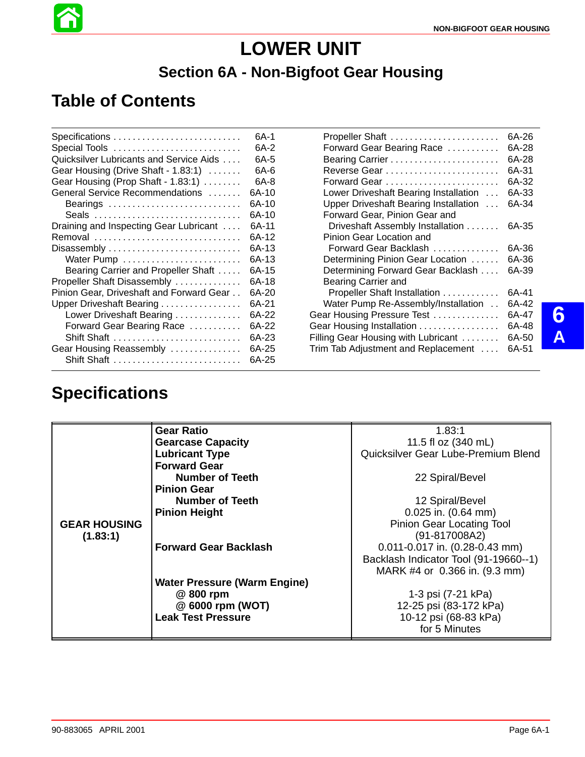# LOWER UNIT

## Section 6A - Non-Bigfoot Gear Housing

## Table of Contents

| | |
|---|---|
| Specifications | 6A-1 |
| Special Tools | 6A-2 |
| Quicksilver Lubricants and Service Aids | 6A-5 |
| Gear Housing (Drive Shaft - 1.83:1) | 6A-6 |
| Gear Housing (Prop Shaft - 1.83:1) | 6A-8 |
| General Service Recommendations | 6A-10 |
| &nbsp;&nbsp;&nbsp;&nbsp;Bearings | 6A-10 |
| &nbsp;&nbsp;&nbsp;&nbsp;Seals | 6A-10 |
| Draining and Inspecting Gear Lubricant | 6A-11 |
| Removal | 6A-12 |
| Disassembly | 6A-13 |
| &nbsp;&nbsp;&nbsp;&nbsp;Water Pump | 6A-13 |
| &nbsp;&nbsp;&nbsp;&nbsp;Bearing Carrier and Propeller Shaft | 6A-15 |
| Propeller Shaft Disassembly | 6A-18 |
| Pinion Gear, Driveshaft and Forward Gear | 6A-20 |
| Upper Driveshaft Bearing | 6A-21 |
| &nbsp;&nbsp;&nbsp;&nbsp;Lower Driveshaft Bearing | 6A-22 |
| &nbsp;&nbsp;&nbsp;&nbsp;Forward Gear Bearing Race | 6A-22 |
| &nbsp;&nbsp;&nbsp;&nbsp;Shift Shaft | 6A-23 |
| Gear Housing Reassembly | 6A-25 |
| &nbsp;&nbsp;&nbsp;&nbsp;Shift Shaft | 6A-25 |
| &nbsp;&nbsp;&nbsp;&nbsp;Propeller Shaft | 6A-26 |
| &nbsp;&nbsp;&nbsp;&nbsp;Forward Gear Bearing Race | 6A-28 |
| &nbsp;&nbsp;&nbsp;&nbsp;Bearing Carrier | 6A-28 |
| &nbsp;&nbsp;&nbsp;&nbsp;Reverse Gear | 6A-31 |
| &nbsp;&nbsp;&nbsp;&nbsp;Forward Gear | 6A-32 |
| &nbsp;&nbsp;&nbsp;&nbsp;Lower Driveshaft Bearing Installation | 6A-33 |
| &nbsp;&nbsp;&nbsp;&nbsp;Upper Driveshaft Bearing Installation | 6A-34 |
| &nbsp;&nbsp;&nbsp;&nbsp;Forward Gear, Pinion Gear and Driveshaft Assembly Installation | 6A-35 |
| &nbsp;&nbsp;&nbsp;&nbsp;Pinion Gear Location and Forward Gear Backlash | 6A-36 |
| &nbsp;&nbsp;&nbsp;&nbsp;Determining Pinion Gear Location | 6A-36 |
| &nbsp;&nbsp;&nbsp;&nbsp;Determining Forward Gear Backlash | 6A-39 |
| &nbsp;&nbsp;&nbsp;&nbsp;Bearing Carrier and Propeller Shaft Installation | 6A-41 |
| &nbsp;&nbsp;&nbsp;&nbsp;Water Pump Re-Assembly/Installation | 6A-42 |
| Gear Housing Pressure Test | 6A-47 |
| Gear Housing Installation | 6A-48 |
| Filling Gear Housing with Lubricant | 6A-50 |
| Trim Tab Adjustment and Replacement | 6A-51 |

## Specifications

| | | |
|---|---|---|
| **GEAR HOUSING (1.83:1)** | **Gear Ratio** | 1.83:1 |
| | **Gearcase Capacity** | 11.5 fl oz (340 mL) |
| | **Lubricant Type** | Quicksilver Gear Lube-Premium Blend |
| | **Forward Gear** **Number of Teeth** | 22 Spiral/Bevel |
| | **Pinion Gear** **Number of Teeth** | 12 Spiral/Bevel |
| | **Pinion Height** | 0.025 in. (0.64 mm) Pinion Gear Locating Tool (91-817008A2) |
| | **Forward Gear Backlash** | 0.011-0.017 in. (0.28-0.43 mm) Backlash Indicator Tool (91-19660--1) MARK #4 or 0.366 in. (9.3 mm) |
| | **Water Pressure (Warm Engine)** | |
| | @ 800 rpm | 1-3 psi (7-21 kPa) |
| | @ 6000 rpm (WOT) | 12-25 psi (83-172 kPa) |
| | **Leak Test Pressure** | 10-12 psi (68-83 kPa) for 5 Minutes |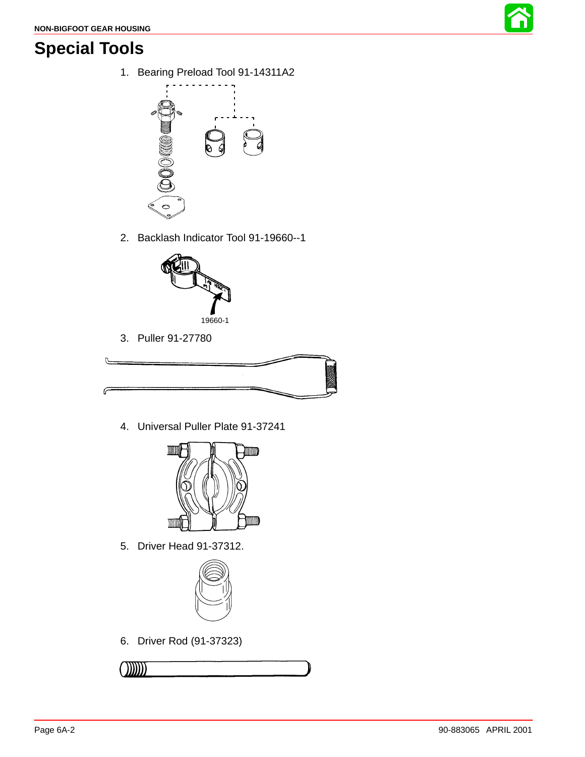# Special Tools

1. Bearing Preload Tool 91-14311A2

2. Backlash Indicator Tool 91-19660--1

   19660-1

3. Puller 91-27780

4. Universal Puller Plate 91-37241

5. Driver Head 91-37312.

6. Driver Rod (91-37323)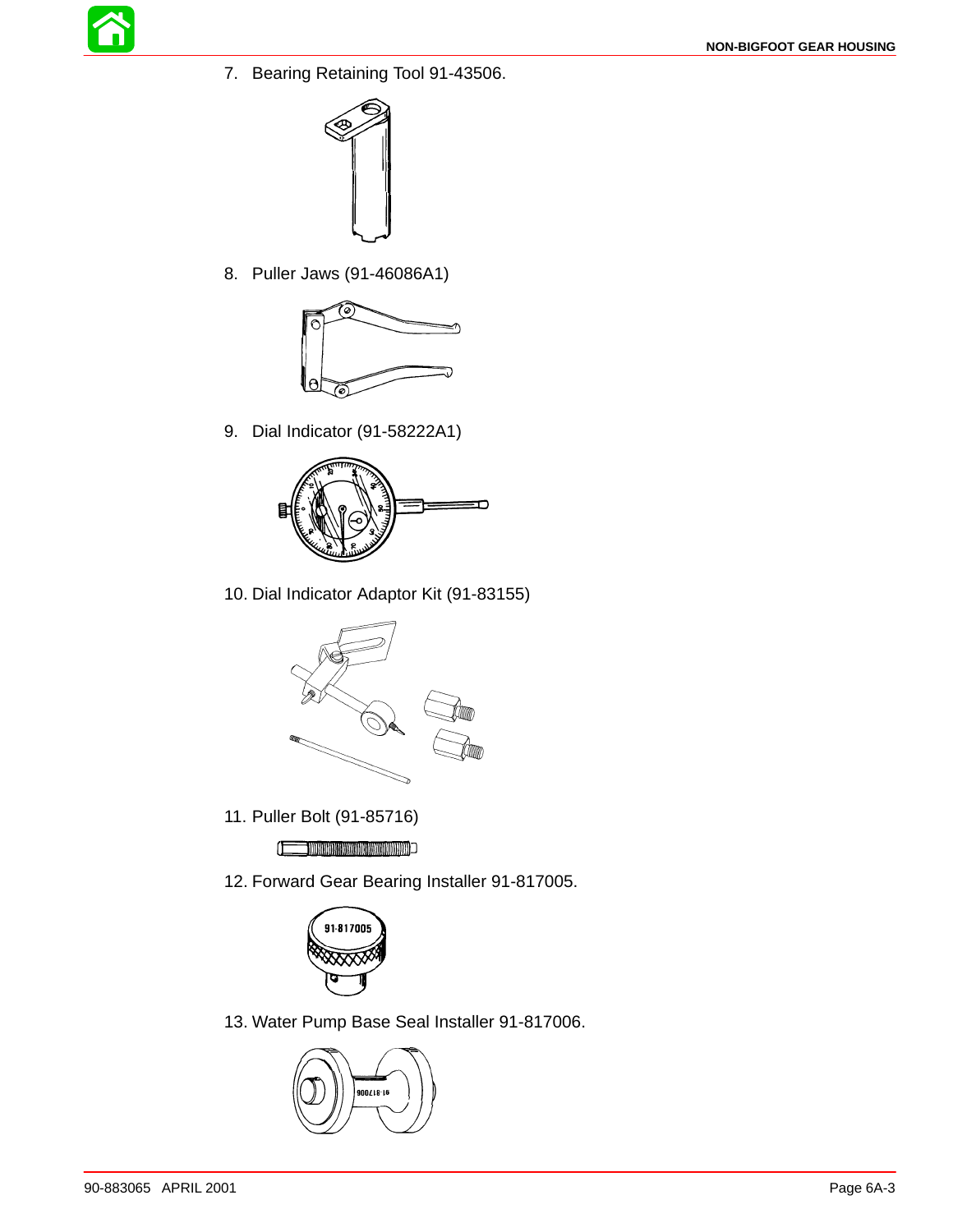7. Bearing Retaining Tool 91-43506.

8. Puller Jaws (91-46086A1)

9. Dial Indicator (91-58222A1)

10. Dial Indicator Adaptor Kit (91-83155)

11. Puller Bolt (91-85716)

12. Forward Gear Bearing Installer 91-817005.

13. Water Pump Base Seal Installer 91-817006.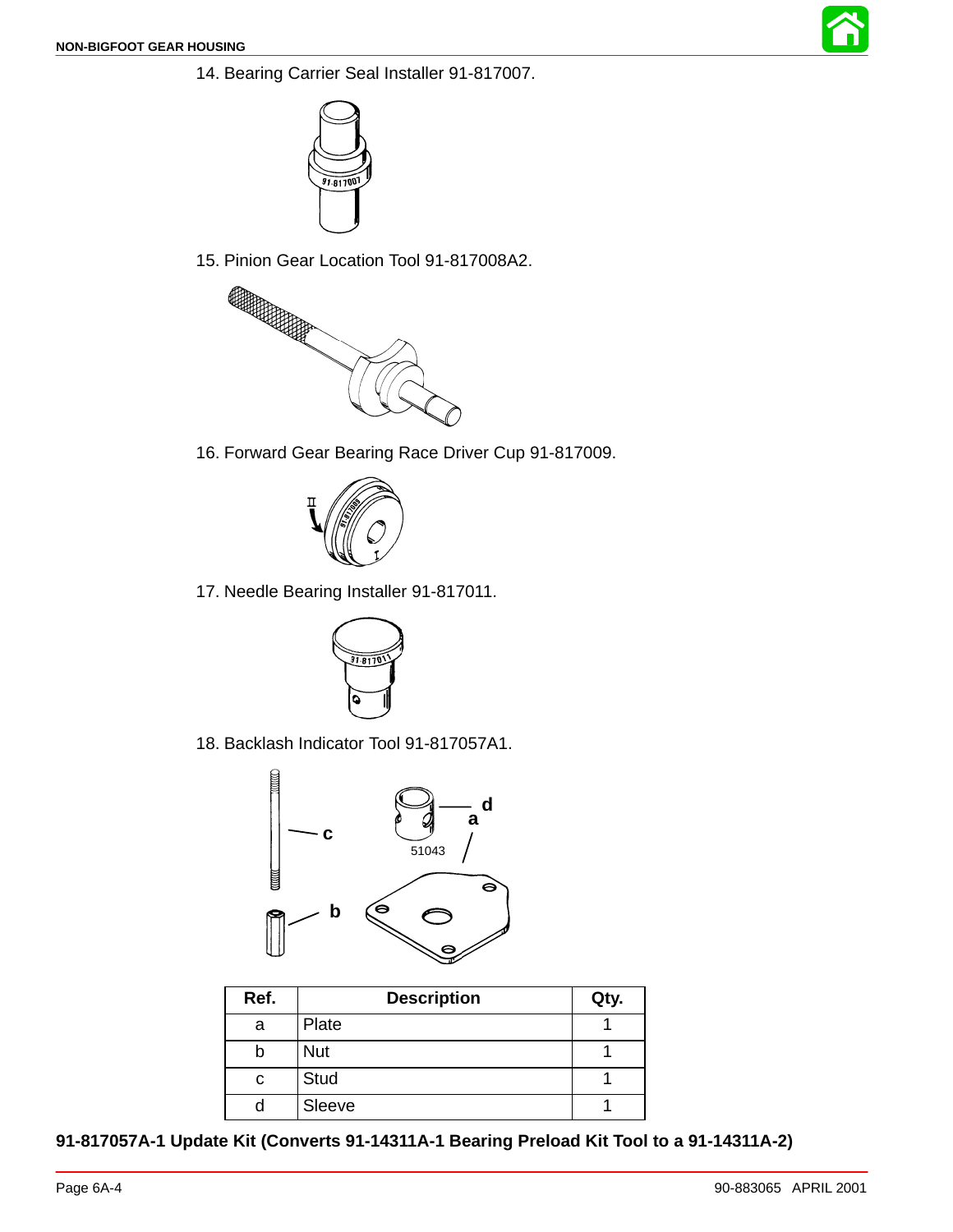14. Bearing Carrier Seal Installer 91-817007.

15. Pinion Gear Location Tool 91-817008A2.

16. Forward Gear Bearing Race Driver Cup 91-817009.

17. Needle Bearing Installer 91-817011.

18. Backlash Indicator Tool 91-817057A1.

| Ref. | Description | Qty. |
|---|---|---|
| a | Plate | 1 |
| b | Nut | 1 |
| c | Stud | 1 |
| d | Sleeve | 1 |

**91-817057A-1 Update Kit (Converts 91-14311A-1 Bearing Preload Kit Tool to a 91-14311A-2)**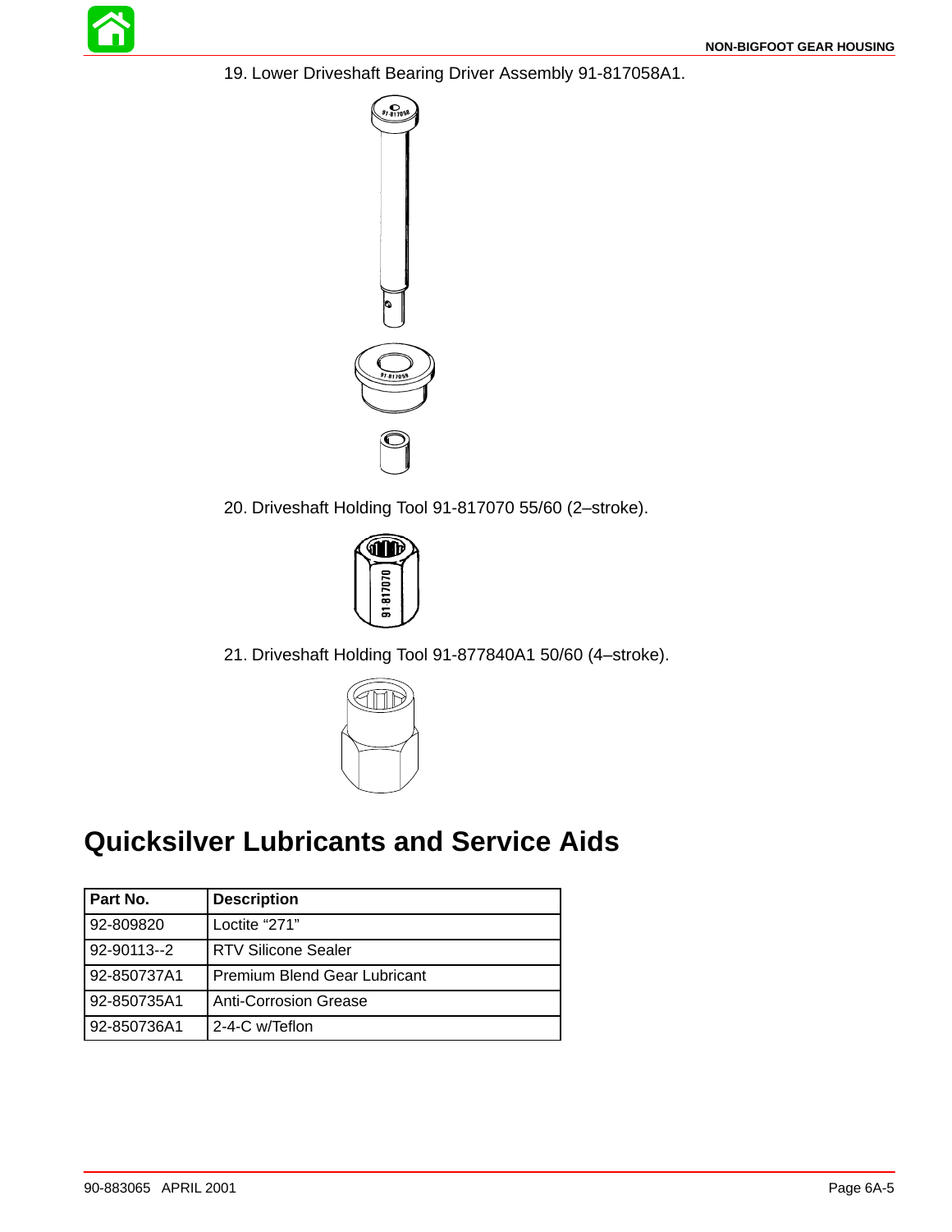19. Lower Driveshaft Bearing Driver Assembly 91-817058A1.

20. Driveshaft Holding Tool 91-817070 55/60 (2–stroke).

21. Driveshaft Holding Tool 91-877840A1 50/60 (4–stroke).

# Quicksilver Lubricants and Service Aids

| Part No. | Description |
|---|---|
| 92-809820 | Loctite "271" |
| 92-90113--2 | RTV Silicone Sealer |
| 92-850737A1 | Premium Blend Gear Lubricant |
| 92-850735A1 | Anti-Corrosion Grease |
| 92-850736A1 | 2-4-C w/Teflon |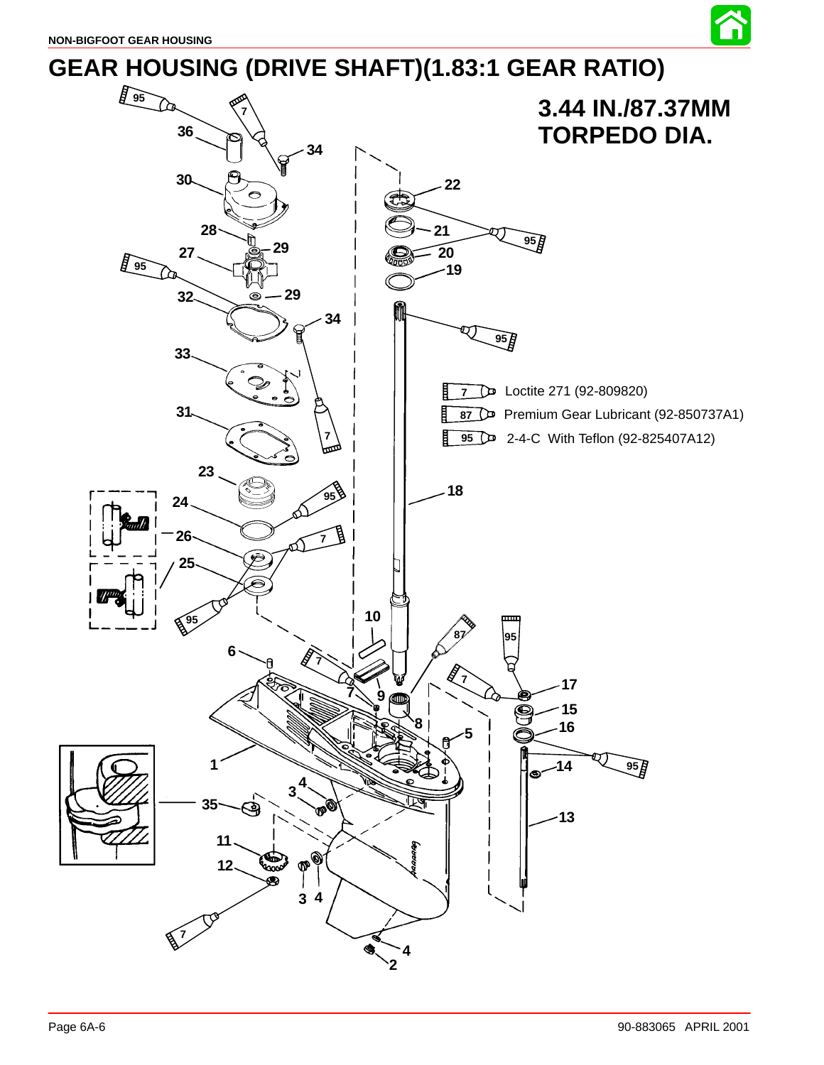# GEAR HOUSING (DRIVE SHAFT)(1.83:1 GEAR RATIO)

**3.44 IN./87.37MM TORPEDO DIA.**

- 7 — Loctite 271 (92-809820)
- 87 — Premium Gear Lubricant (92-850737A1)
- 95 — 2-4-C With Teflon (92-825407A12)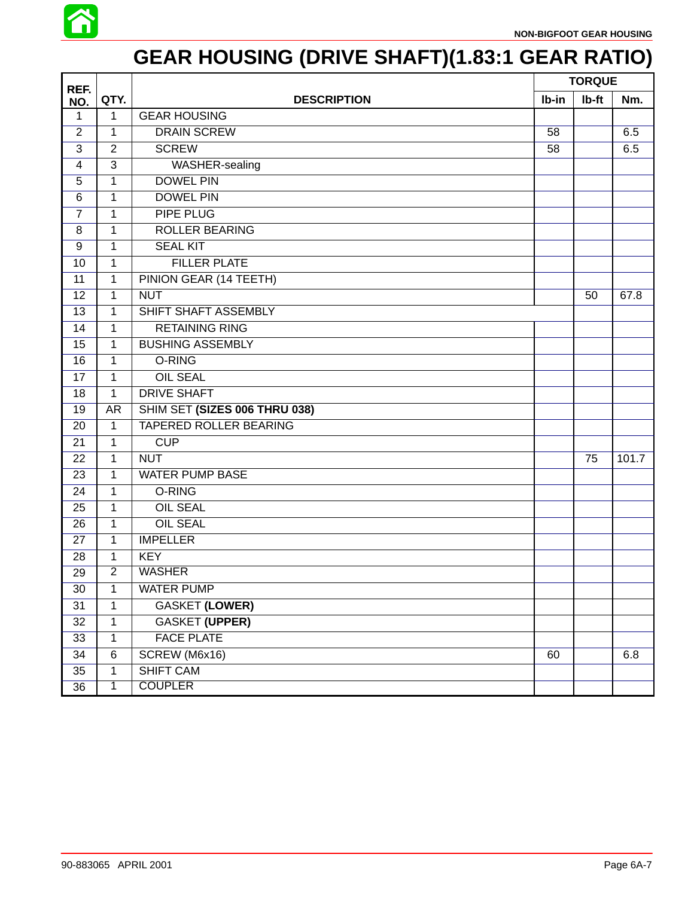# GEAR HOUSING (DRIVE SHAFT)(1.83:1 GEAR RATIO)

| REF. NO. | QTY. | DESCRIPTION | TORQUE | | |
|---|---|---|---|---|---|
| | | | lb-in | lb-ft | Nm. |
| 1 | 1 | GEAR HOUSING | | | |
| 2 | 1 | DRAIN SCREW | 58 | | 6.5 |
| 3 | 2 | SCREW | 58 | | 6.5 |
| 4 | 3 | WASHER-sealing | | | |
| 5 | 1 | DOWEL PIN | | | |
| 6 | 1 | DOWEL PIN | | | |
| 7 | 1 | PIPE PLUG | | | |
| 8 | 1 | ROLLER BEARING | | | |
| 9 | 1 | SEAL KIT | | | |
| 10 | 1 | FILLER PLATE | | | |
| 11 | 1 | PINION GEAR (14 TEETH) | | | |
| 12 | 1 | NUT | | 50 | 67.8 |
| 13 | 1 | SHIFT SHAFT ASSEMBLY | | | |
| 14 | 1 | RETAINING RING | | | |
| 15 | 1 | BUSHING ASSEMBLY | | | |
| 16 | 1 | O-RING | | | |
| 17 | 1 | OIL SEAL | | | |
| 18 | 1 | DRIVE SHAFT | | | |
| 19 | AR | SHIM SET **(SIZES 006 THRU 038)** | | | |
| 20 | 1 | TAPERED ROLLER BEARING | | | |
| 21 | 1 | CUP | | | |
| 22 | 1 | NUT | | 75 | 101.7 |
| 23 | 1 | WATER PUMP BASE | | | |
| 24 | 1 | O-RING | | | |
| 25 | 1 | OIL SEAL | | | |
| 26 | 1 | OIL SEAL | | | |
| 27 | 1 | IMPELLER | | | |
| 28 | 1 | KEY | | | |
| 29 | 2 | WASHER | | | |
| 30 | 1 | WATER PUMP | | | |
| 31 | 1 | GASKET **(LOWER)** | | | |
| 32 | 1 | GASKET **(UPPER)** | | | |
| 33 | 1 | FACE PLATE | | | |
| 34 | 6 | SCREW (M6x16) | 60 | | 6.8 |
| 35 | 1 | SHIFT CAM | | | |
| 36 | 1 | COUPLER | | | |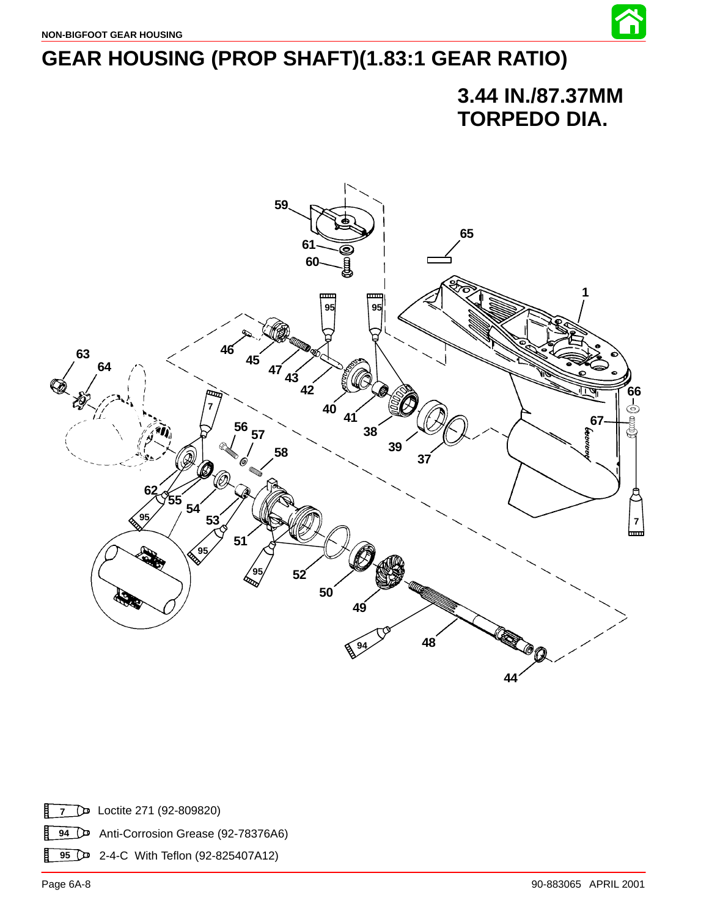# GEAR HOUSING (PROP SHAFT)(1.83:1 GEAR RATIO)

**3.44 IN./87.37MM TORPEDO DIA.**

7 — Loctite 271 (92-809820)

94 — Anti-Corrosion Grease (92-78376A6)

95 — 2-4-C With Teflon (92-825407A12)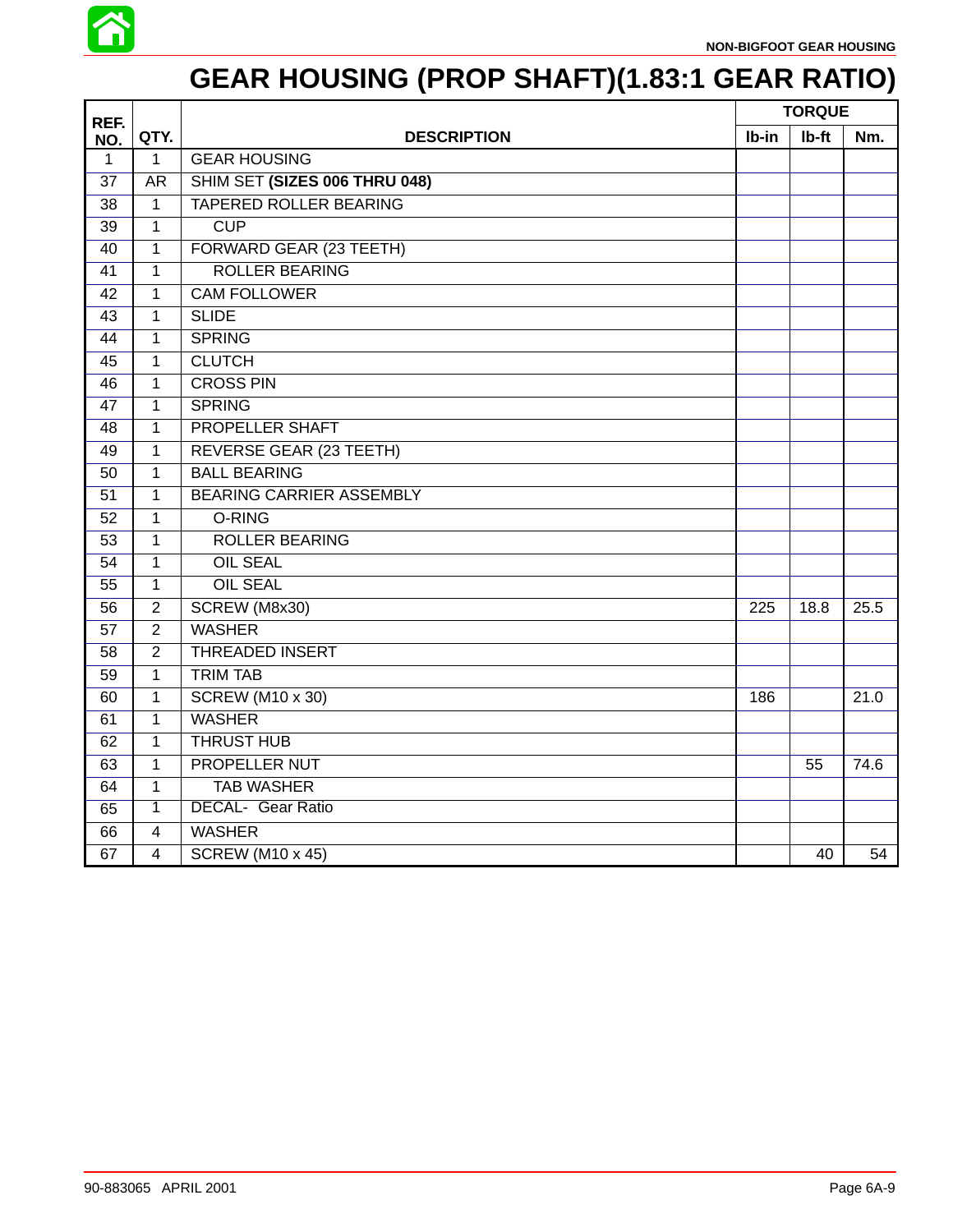# GEAR HOUSING (PROP SHAFT)(1.83:1 GEAR RATIO)

| REF. NO. | QTY. | DESCRIPTION | TORQUE | | |
|---|---|---|---|---|---|
| | | | lb-in | lb-ft | Nm. |
| 1 | 1 | GEAR HOUSING | | | |
| 37 | AR | SHIM SET **(SIZES 006 THRU 048)** | | | |
| 38 | 1 | TAPERED ROLLER BEARING | | | |
| 39 | 1 | CUP | | | |
| 40 | 1 | FORWARD GEAR (23 TEETH) | | | |
| 41 | 1 | ROLLER BEARING | | | |
| 42 | 1 | CAM FOLLOWER | | | |
| 43 | 1 | SLIDE | | | |
| 44 | 1 | SPRING | | | |
| 45 | 1 | CLUTCH | | | |
| 46 | 1 | CROSS PIN | | | |
| 47 | 1 | SPRING | | | |
| 48 | 1 | PROPELLER SHAFT | | | |
| 49 | 1 | REVERSE GEAR (23 TEETH) | | | |
| 50 | 1 | BALL BEARING | | | |
| 51 | 1 | BEARING CARRIER ASSEMBLY | | | |
| 52 | 1 | O-RING | | | |
| 53 | 1 | ROLLER BEARING | | | |
| 54 | 1 | OIL SEAL | | | |
| 55 | 1 | OIL SEAL | | | |
| 56 | 2 | SCREW (M8x30) | 225 | 18.8 | 25.5 |
| 57 | 2 | WASHER | | | |
| 58 | 2 | THREADED INSERT | | | |
| 59 | 1 | TRIM TAB | | | |
| 60 | 1 | SCREW (M10 x 30) | 186 | | 21.0 |
| 61 | 1 | WASHER | | | |
| 62 | 1 | THRUST HUB | | | |
| 63 | 1 | PROPELLER NUT | | 55 | 74.6 |
| 64 | 1 | TAB WASHER | | | |
| 65 | 1 | DECAL- Gear Ratio | | | |
| 66 | 4 | WASHER | | | |
| 67 | 4 | SCREW (M10 x 45) | | 40 | 54 |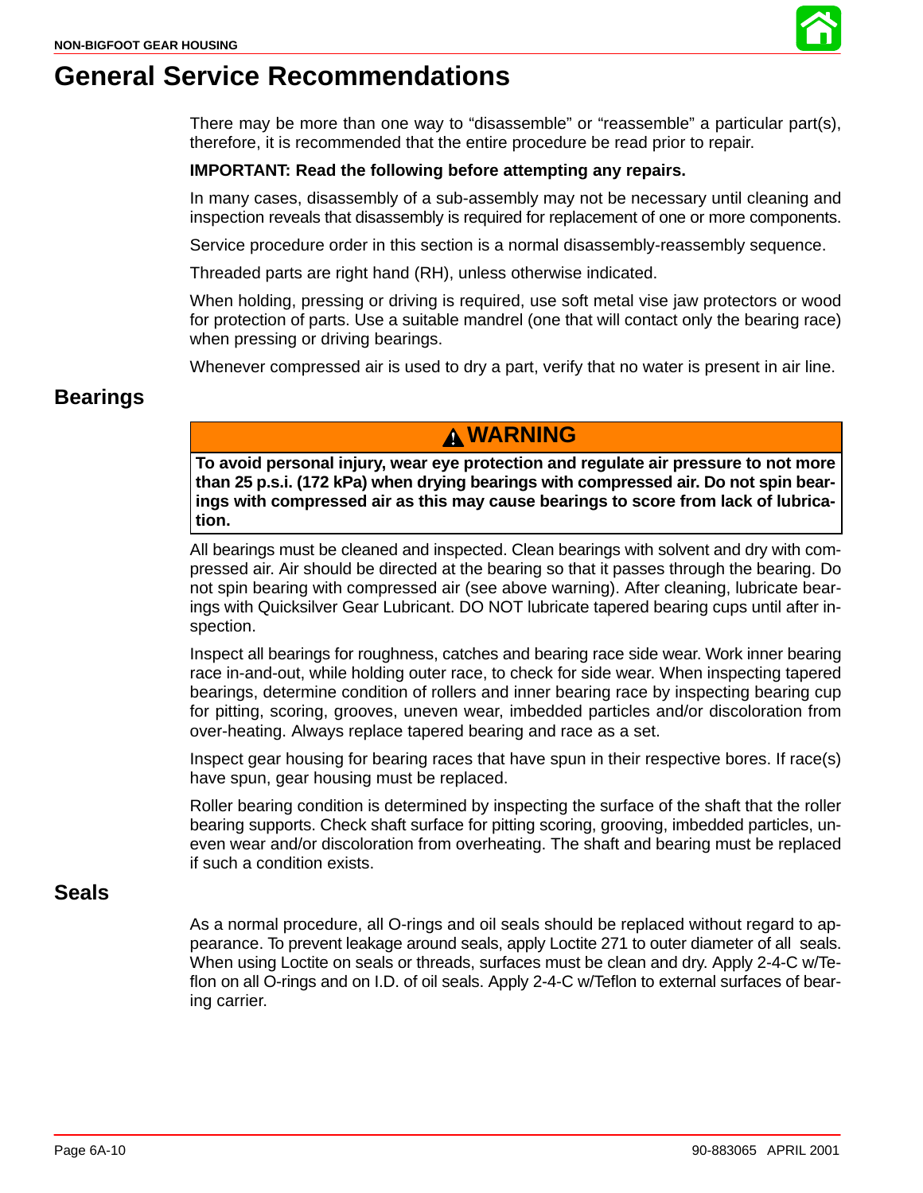# General Service Recommendations

There may be more than one way to "disassemble" or "reassemble" a particular part(s), therefore, it is recommended that the entire procedure be read prior to repair.

**IMPORTANT: Read the following before attempting any repairs.**

In many cases, disassembly of a sub-assembly may not be necessary until cleaning and inspection reveals that disassembly is required for replacement of one or more components.

Service procedure order in this section is a normal disassembly-reassembly sequence.

Threaded parts are right hand (RH), unless otherwise indicated.

When holding, pressing or driving is required, use soft metal vise jaw protectors or wood for protection of parts. Use a suitable mandrel (one that will contact only the bearing race) when pressing or driving bearings.

Whenever compressed air is used to dry a part, verify that no water is present in air line.

## Bearings

**WARNING**

**To avoid personal injury, wear eye protection and regulate air pressure to not more than 25 p.s.i. (172 kPa) when drying bearings with compressed air. Do not spin bearings with compressed air as this may cause bearings to score from lack of lubrication.**

All bearings must be cleaned and inspected. Clean bearings with solvent and dry with compressed air. Air should be directed at the bearing so that it passes through the bearing. Do not spin bearing with compressed air (see above warning). After cleaning, lubricate bearings with Quicksilver Gear Lubricant. DO NOT lubricate tapered bearing cups until after inspection.

Inspect all bearings for roughness, catches and bearing race side wear. Work inner bearing race in-and-out, while holding outer race, to check for side wear. When inspecting tapered bearings, determine condition of rollers and inner bearing race by inspecting bearing cup for pitting, scoring, grooves, uneven wear, imbedded particles and/or discoloration from over-heating. Always replace tapered bearing and race as a set.

Inspect gear housing for bearing races that have spun in their respective bores. If race(s) have spun, gear housing must be replaced.

Roller bearing condition is determined by inspecting the surface of the shaft that the roller bearing supports. Check shaft surface for pitting scoring, grooving, imbedded particles, uneven wear and/or discoloration from overheating. The shaft and bearing must be replaced if such a condition exists.

## Seals

As a normal procedure, all O-rings and oil seals should be replaced without regard to appearance. To prevent leakage around seals, apply Loctite 271 to outer diameter of all seals. When using Loctite on seals or threads, surfaces must be clean and dry. Apply 2-4-C w/Teflon on all O-rings and on I.D. of oil seals. Apply 2-4-C w/Teflon to external surfaces of bearing carrier.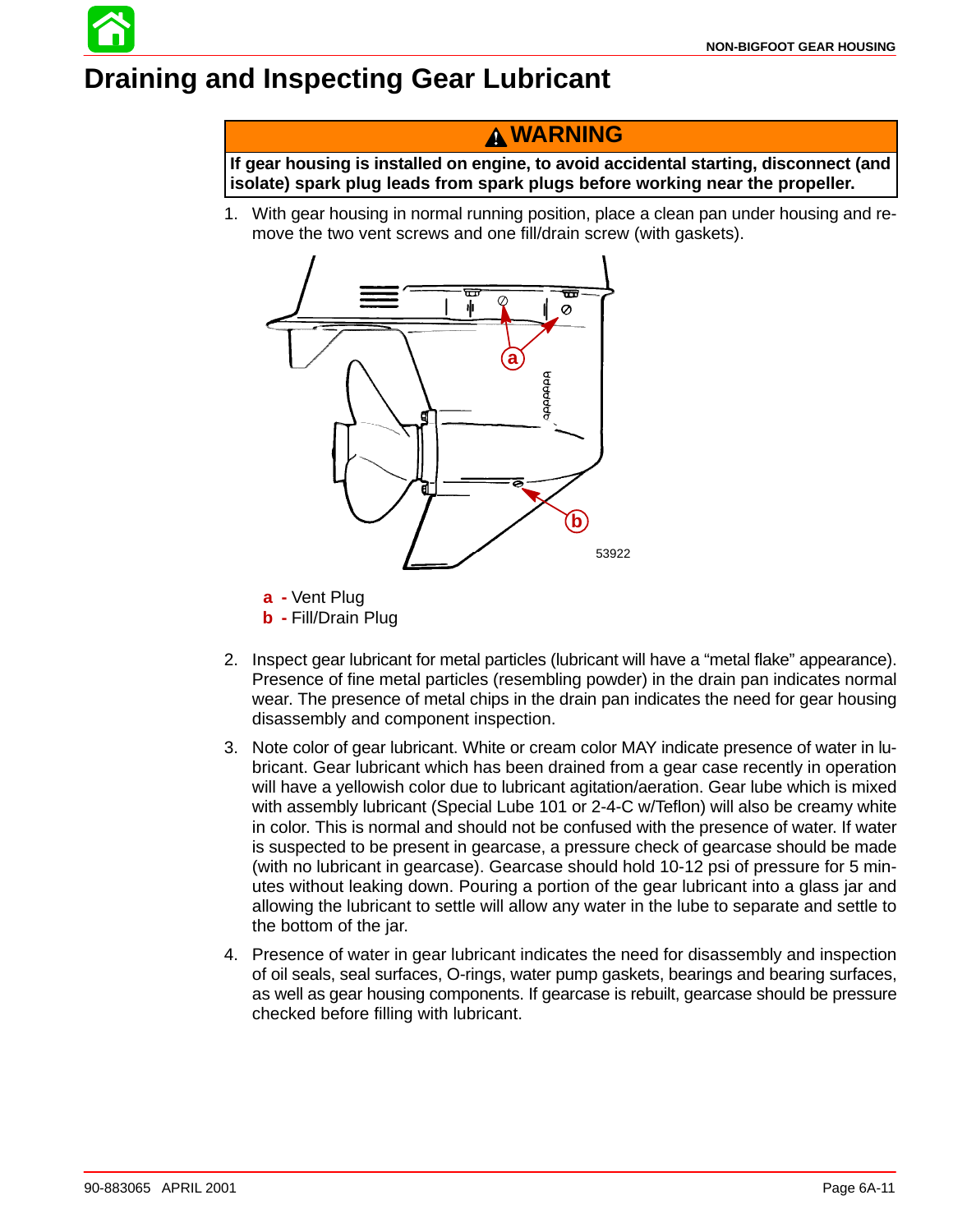# Draining and Inspecting Gear Lubricant

> **⚠ WARNING**
>
> **If gear housing is installed on engine, to avoid accidental starting, disconnect (and isolate) spark plug leads from spark plugs before working near the propeller.**

1. With gear housing in normal running position, place a clean pan under housing and remove the two vent screws and one fill/drain screw (with gaskets).

53922

**a** - Vent Plug
**b** - Fill/Drain Plug

2. Inspect gear lubricant for metal particles (lubricant will have a "metal flake" appearance). Presence of fine metal particles (resembling powder) in the drain pan indicates normal wear. The presence of metal chips in the drain pan indicates the need for gear housing disassembly and component inspection.

3. Note color of gear lubricant. White or cream color MAY indicate presence of water in lubricant. Gear lubricant which has been drained from a gear case recently in operation will have a yellowish color due to lubricant agitation/aeration. Gear lube which is mixed with assembly lubricant (Special Lube 101 or 2-4-C w/Teflon) will also be creamy white in color. This is normal and should not be confused with the presence of water. If water is suspected to be present in gearcase, a pressure check of gearcase should be made (with no lubricant in gearcase). Gearcase should hold 10-12 psi of pressure for 5 minutes without leaking down. Pouring a portion of the gear lubricant into a glass jar and allowing the lubricant to settle will allow any water in the lube to separate and settle to the bottom of the jar.

4. Presence of water in gear lubricant indicates the need for disassembly and inspection of oil seals, seal surfaces, O-rings, water pump gaskets, bearings and bearing surfaces, as well as gear housing components. If gearcase is rebuilt, gearcase should be pressure checked before filling with lubricant.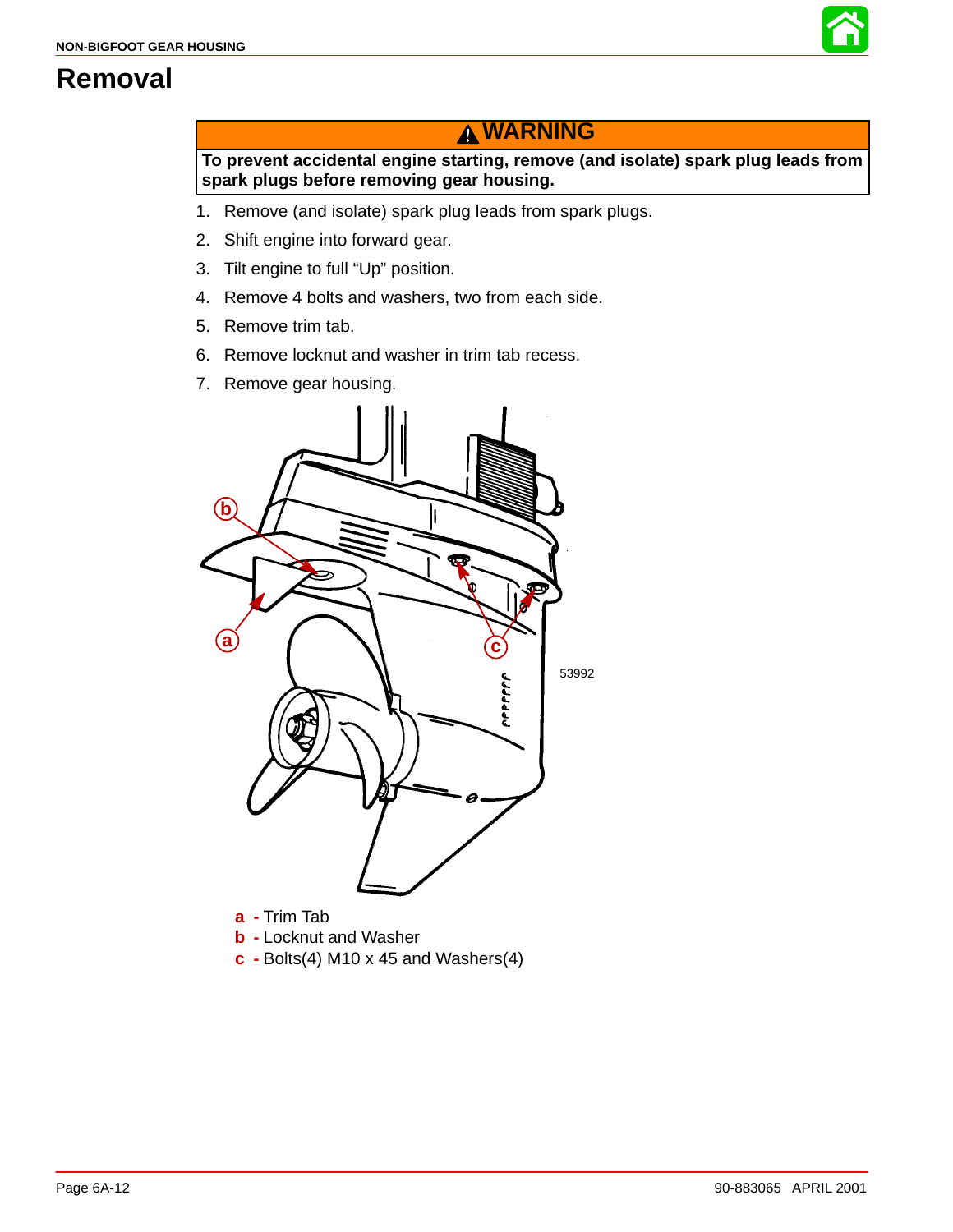# Removal

**⚠ WARNING**

**To prevent accidental engine starting, remove (and isolate) spark plug leads from spark plugs before removing gear housing.**

1. Remove (and isolate) spark plug leads from spark plugs.
2. Shift engine into forward gear.
3. Tilt engine to full “Up” position.
4. Remove 4 bolts and washers, two from each side.
5. Remove trim tab.
6. Remove locknut and washer in trim tab recess.
7. Remove gear housing.

53992

**a** - Trim Tab
**b** - Locknut and Washer
**c** - Bolts(4) M10 x 45 and Washers(4)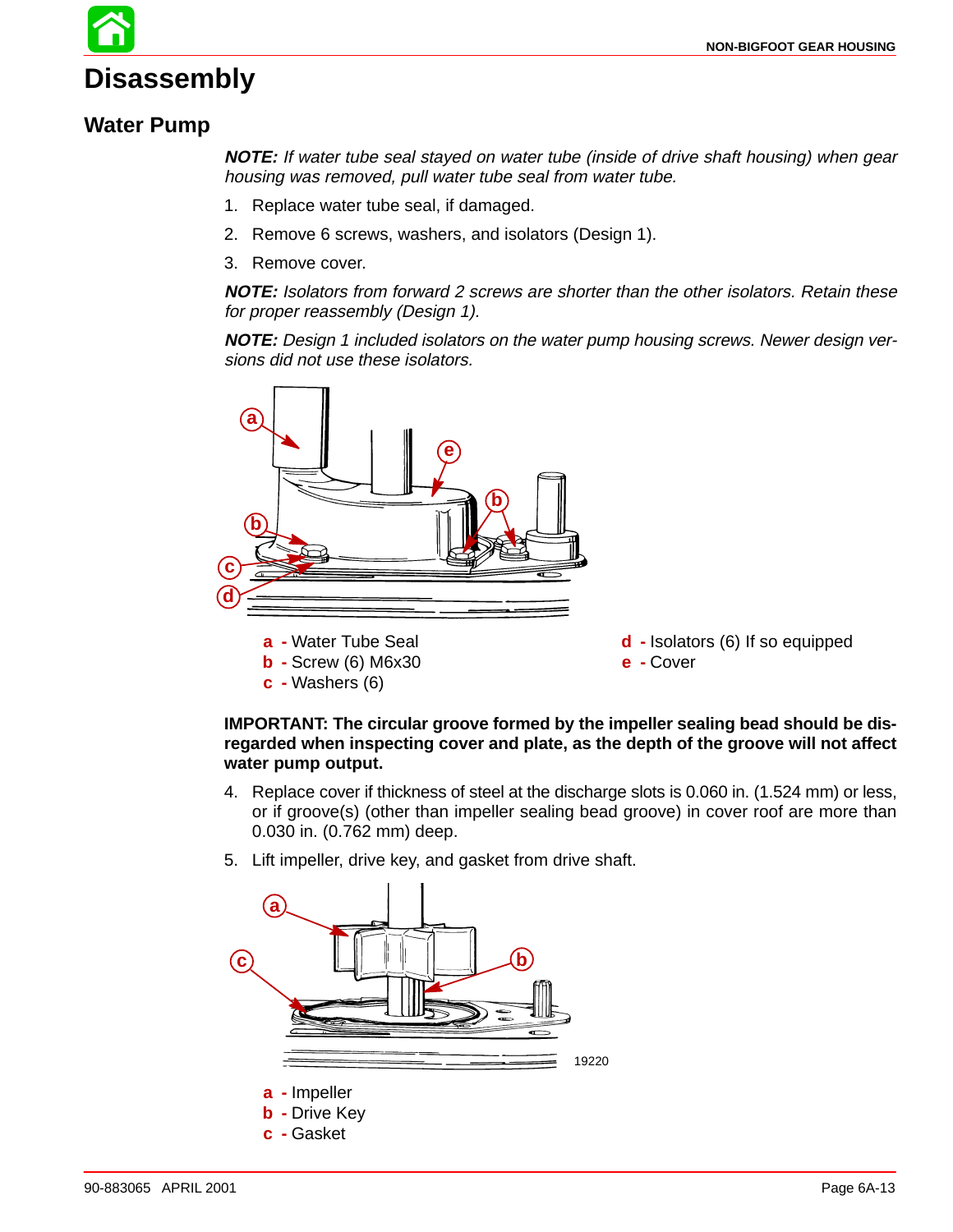# Disassembly

## Water Pump

***NOTE:*** *If water tube seal stayed on water tube (inside of drive shaft housing) when gear housing was removed, pull water tube seal from water tube.*

1. Replace water tube seal, if damaged.
2. Remove 6 screws, washers, and isolators (Design 1).
3. Remove cover.

***NOTE:*** *Isolators from forward 2 screws are shorter than the other isolators. Retain these for proper reassembly (Design 1).*

***NOTE:*** *Design 1 included isolators on the water pump housing screws. Newer design versions did not use these isolators.*

**a** - Water Tube Seal
**b** - Screw (6) M6x30
**c** - Washers (6)
**d** - Isolators (6) If so equipped
**e** - Cover

**IMPORTANT: The circular groove formed by the impeller sealing bead should be disregarded when inspecting cover and plate, as the depth of the groove will not affect water pump output.**

4. Replace cover if thickness of steel at the discharge slots is 0.060 in. (1.524 mm) or less, or if groove(s) (other than impeller sealing bead groove) in cover roof are more than 0.030 in. (0.762 mm) deep.
5. Lift impeller, drive key, and gasket from drive shaft.

19220

**a** - Impeller
**b** - Drive Key
**c** - Gasket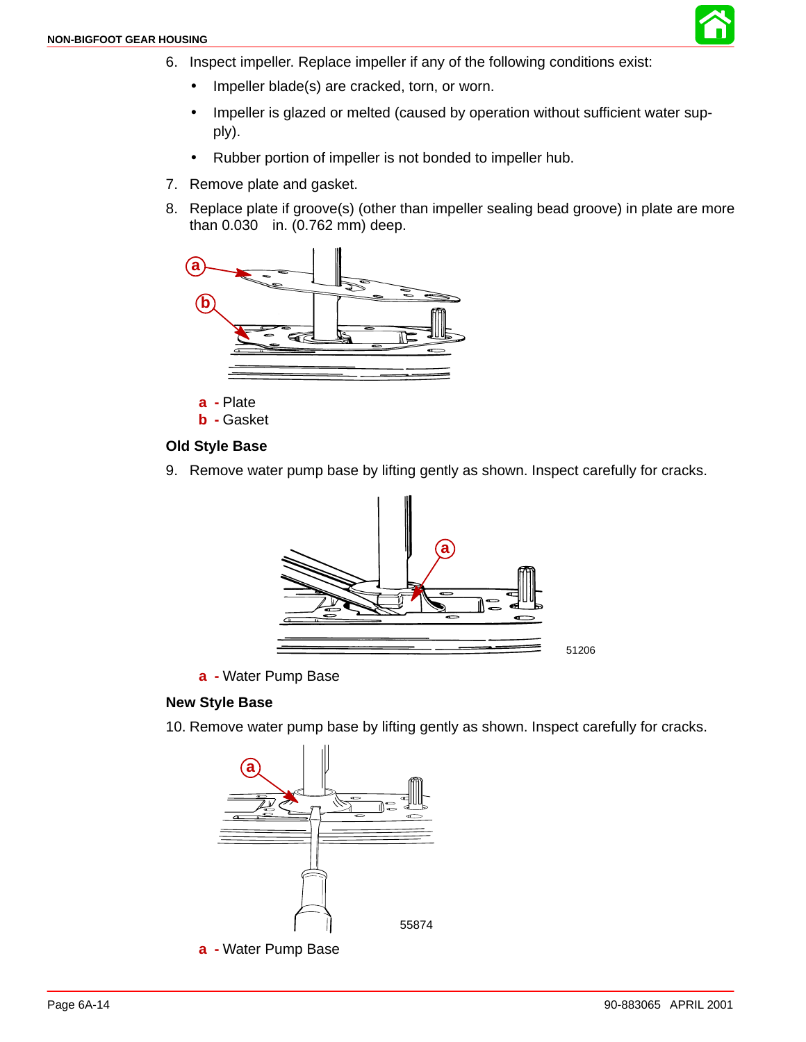6. Inspect impeller. Replace impeller if any of the following conditions exist:
   - Impeller blade(s) are cracked, torn, or worn.
   - Impeller is glazed or melted (caused by operation without sufficient water supply).
   - Rubber portion of impeller is not bonded to impeller hub.
7. Remove plate and gasket.
8. Replace plate if groove(s) (other than impeller sealing bead groove) in plate are more than 0.030 in. (0.762 mm) deep.

**a** - Plate
**b** - Gasket

### Old Style Base

9. Remove water pump base by lifting gently as shown. Inspect carefully for cracks.

51206

**a** - Water Pump Base

### New Style Base

10. Remove water pump base by lifting gently as shown. Inspect carefully for cracks.

55874

**a** - Water Pump Base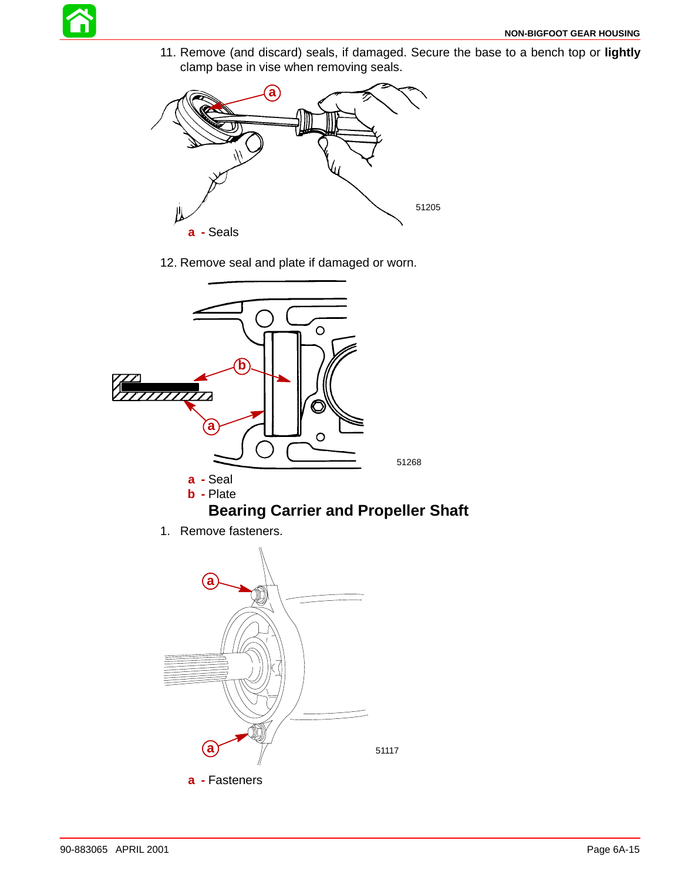11. Remove (and discard) seals, if damaged. Secure the base to a bench top or **lightly** clamp base in vise when removing seals.

51205

**a** - Seals

12. Remove seal and plate if damaged or worn.

51268

**a** - Seal
**b** - Plate

## Bearing Carrier and Propeller Shaft

1. Remove fasteners.

51117

**a** - Fasteners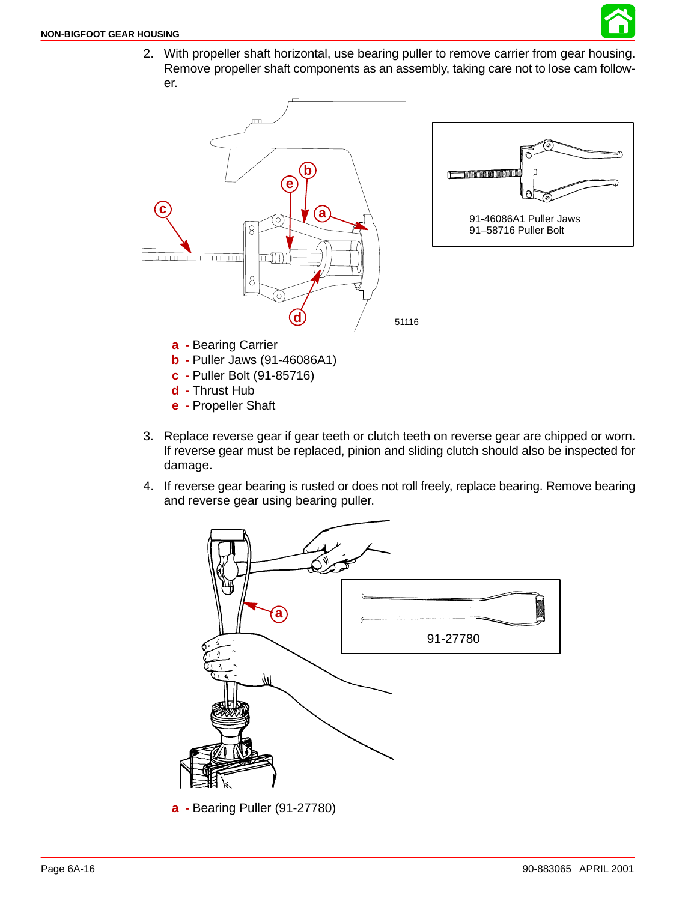2. With propeller shaft horizontal, use bearing puller to remove carrier from gear housing. Remove propeller shaft components as an assembly, taking care not to lose cam follower.

91-46086A1 Puller Jaws
91–58716 Puller Bolt

51116

**a** - Bearing Carrier
**b** - Puller Jaws (91-46086A1)
**c** - Puller Bolt (91-85716)
**d** - Thrust Hub
**e** - Propeller Shaft

3. Replace reverse gear if gear teeth or clutch teeth on reverse gear are chipped or worn. If reverse gear must be replaced, pinion and sliding clutch should also be inspected for damage.

4. If reverse gear bearing is rusted or does not roll freely, replace bearing. Remove bearing and reverse gear using bearing puller.

91-27780

**a** - Bearing Puller (91-27780)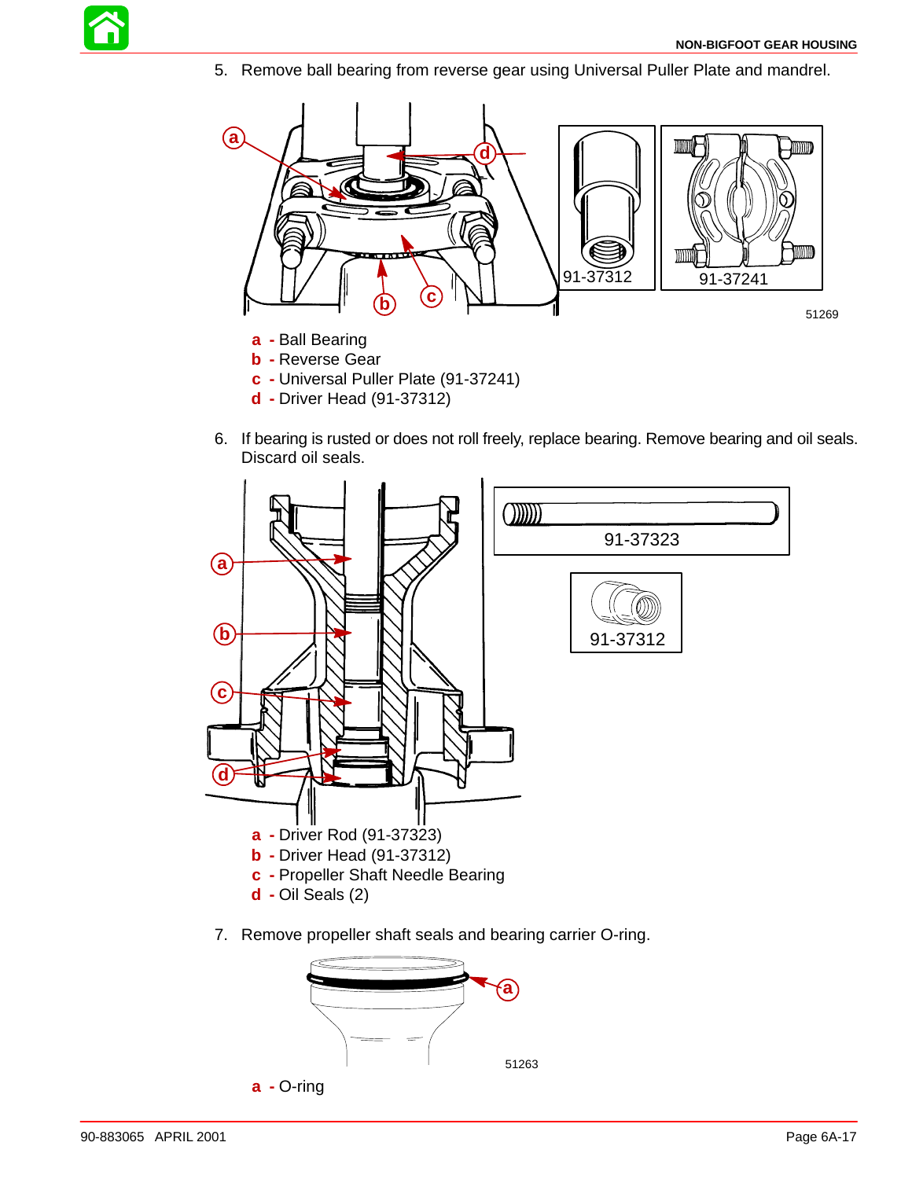5. Remove ball bearing from reverse gear using Universal Puller Plate and mandrel.

91-37312

91-37241

51269

**a** - Ball Bearing
**b** - Reverse Gear
**c** - Universal Puller Plate (91-37241)
**d** - Driver Head (91-37312)

6. If bearing is rusted or does not roll freely, replace bearing. Remove bearing and oil seals. Discard oil seals.

91-37323

91-37312

**a** - Driver Rod (91-37323)
**b** - Driver Head (91-37312)
**c** - Propeller Shaft Needle Bearing
**d** - Oil Seals (2)

7. Remove propeller shaft seals and bearing carrier O-ring.

51263

**a** - O-ring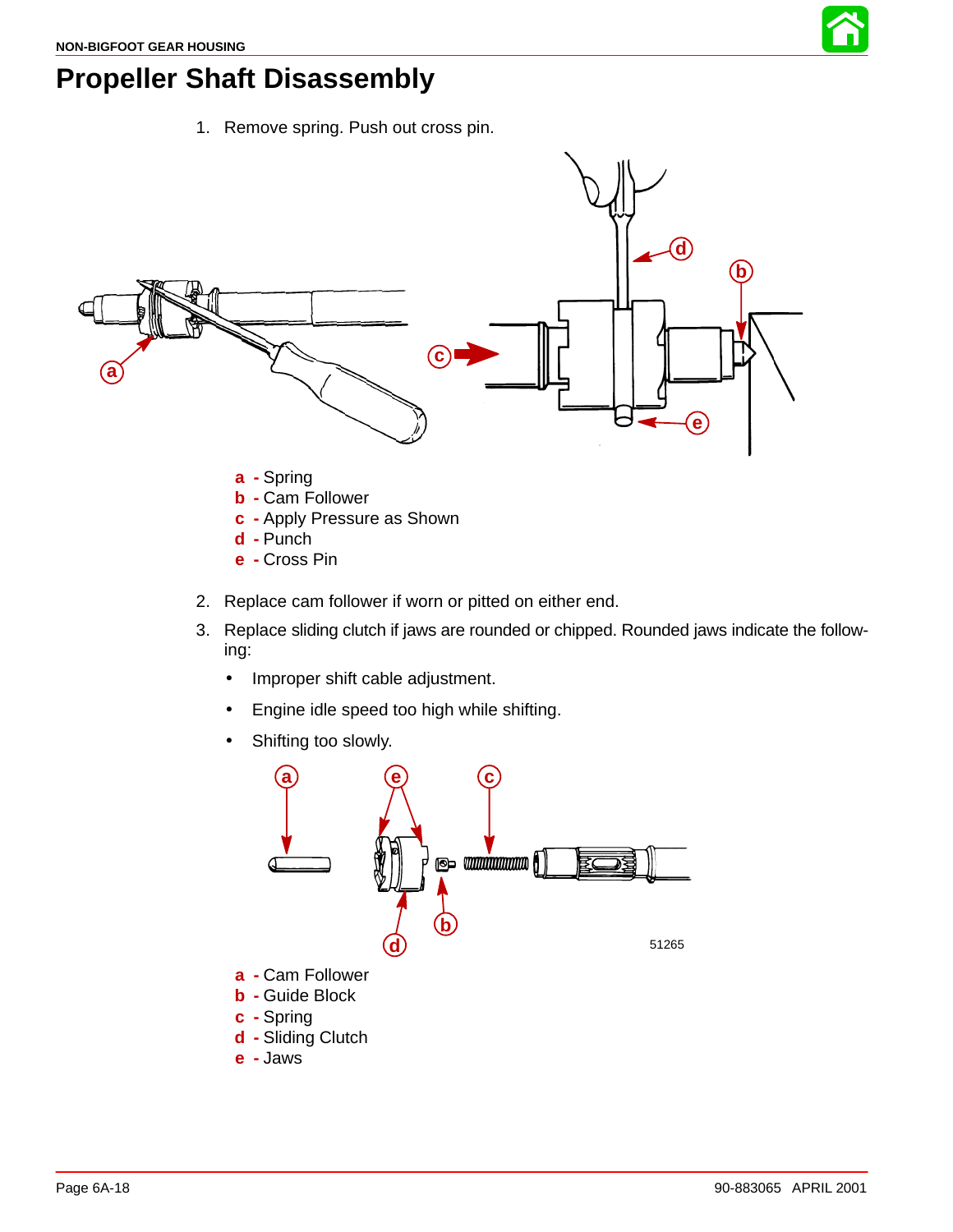# Propeller Shaft Disassembly

1. Remove spring. Push out cross pin.

**a** - Spring
**b** - Cam Follower
**c** - Apply Pressure as Shown
**d** - Punch
**e** - Cross Pin

2. Replace cam follower if worn or pitted on either end.
3. Replace sliding clutch if jaws are rounded or chipped. Rounded jaws indicate the following:
   - Improper shift cable adjustment.
   - Engine idle speed too high while shifting.
   - Shifting too slowly.

51265

**a** - Cam Follower
**b** - Guide Block
**c** - Spring
**d** - Sliding Clutch
**e** - Jaws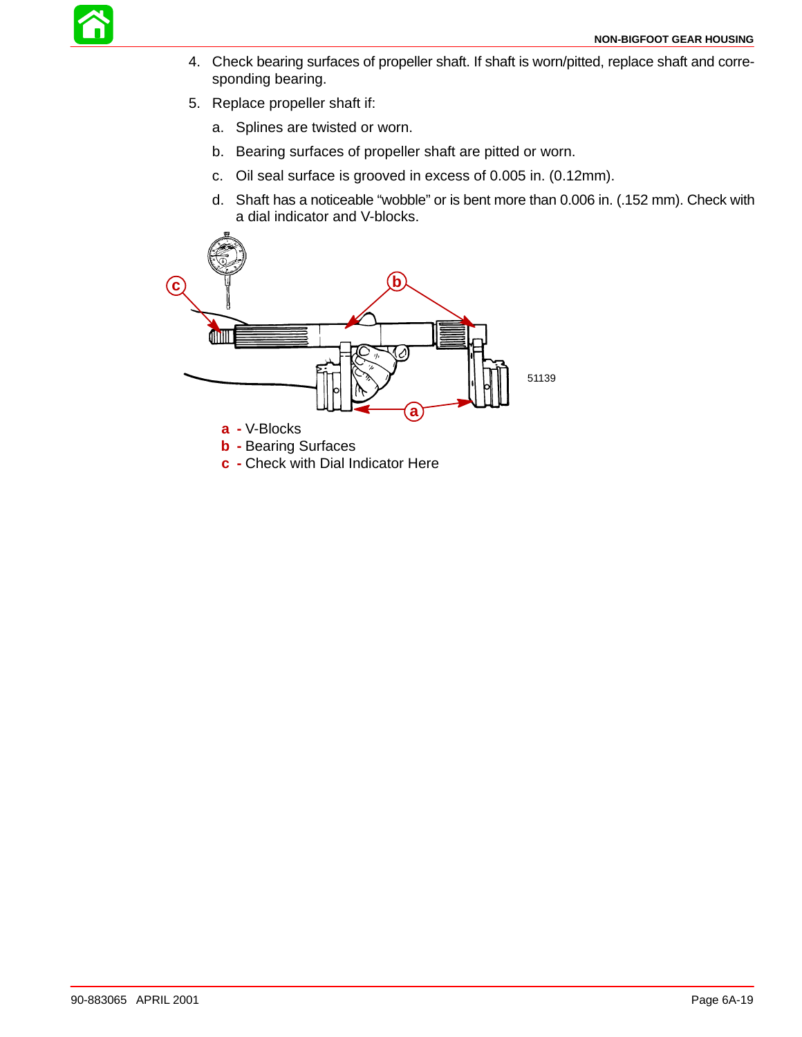4. Check bearing surfaces of propeller shaft. If shaft is worn/pitted, replace shaft and corresponding bearing.
5. Replace propeller shaft if:
   a. Splines are twisted or worn.
   b. Bearing surfaces of propeller shaft are pitted or worn.
   c. Oil seal surface is grooved in excess of 0.005 in. (0.12mm).
   d. Shaft has a noticeable “wobble” or is bent more than 0.006 in. (.152 mm). Check with a dial indicator and V-blocks.

51139

**a** - V-Blocks
**b** - Bearing Surfaces
**c** - Check with Dial Indicator Here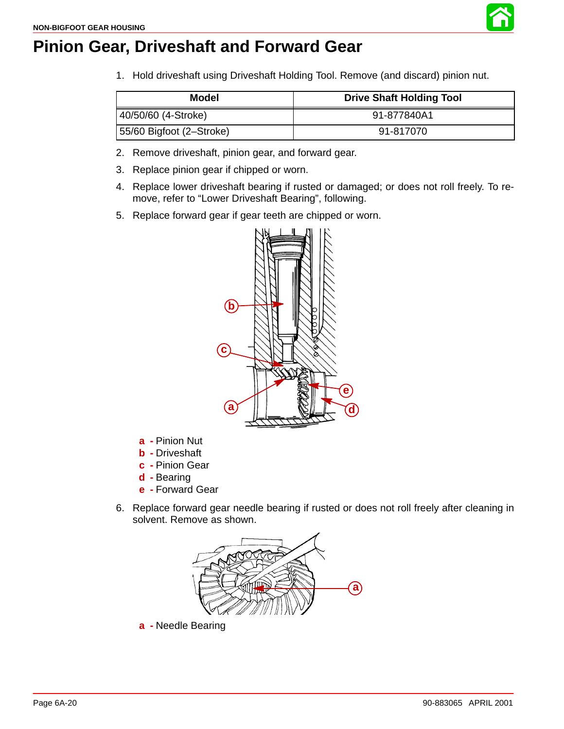# Pinion Gear, Driveshaft and Forward Gear

1. Hold driveshaft using Driveshaft Holding Tool. Remove (and discard) pinion nut.

| Model | Drive Shaft Holding Tool |
|---|---|
| 40/50/60 (4-Stroke) | 91-877840A1 |
| 55/60 Bigfoot (2–Stroke) | 91-817070 |

2. Remove driveshaft, pinion gear, and forward gear.
3. Replace pinion gear if chipped or worn.
4. Replace lower driveshaft bearing if rusted or damaged; or does not roll freely. To remove, refer to "Lower Driveshaft Bearing", following.
5. Replace forward gear if gear teeth are chipped or worn.

**a** - Pinion Nut
**b** - Driveshaft
**c** - Pinion Gear
**d** - Bearing
**e** - Forward Gear

6. Replace forward gear needle bearing if rusted or does not roll freely after cleaning in solvent. Remove as shown.

**a** - Needle Bearing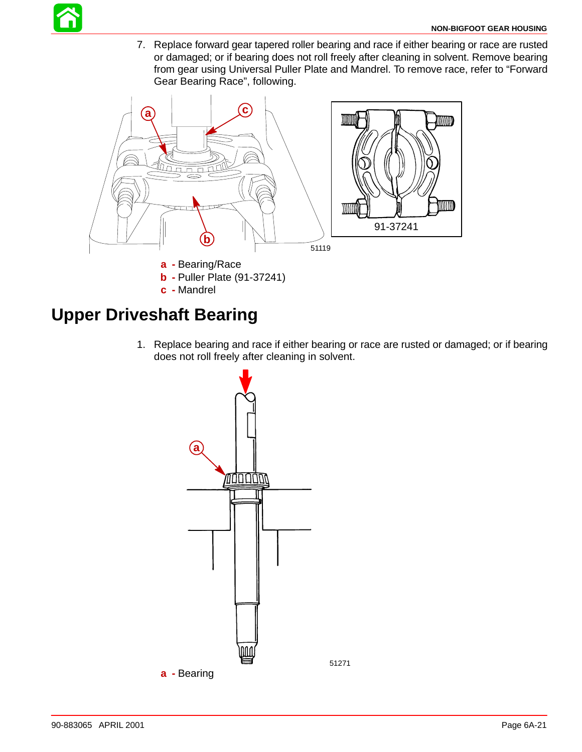7. Replace forward gear tapered roller bearing and race if either bearing or race are rusted or damaged; or if bearing does not roll freely after cleaning in solvent. Remove bearing from gear using Universal Puller Plate and Mandrel. To remove race, refer to “Forward Gear Bearing Race”, following.

51119

91-37241

**a** - Bearing/Race
**b** - Puller Plate (91-37241)
**c** - Mandrel

# Upper Driveshaft Bearing

1. Replace bearing and race if either bearing or race are rusted or damaged; or if bearing does not roll freely after cleaning in solvent.

51271

**a** - Bearing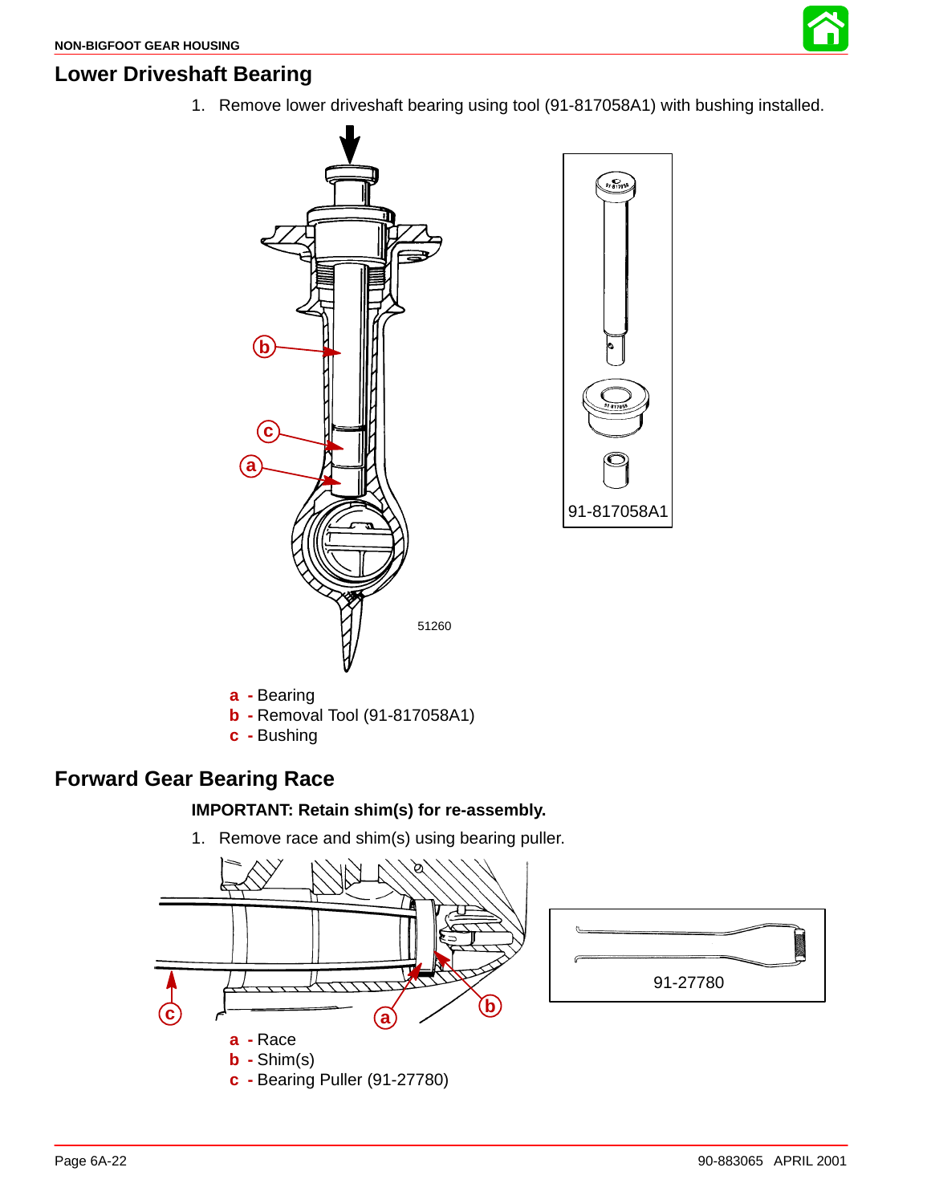## Lower Driveshaft Bearing

1. Remove lower driveshaft bearing using tool (91-817058A1) with bushing installed.

91-817058A1

51260

**a** - Bearing
**b** - Removal Tool (91-817058A1)
**c** - Bushing

## Forward Gear Bearing Race

**IMPORTANT: Retain shim(s) for re-assembly.**

1. Remove race and shim(s) using bearing puller.

91-27780

**a** - Race
**b** - Shim(s)
**c** - Bearing Puller (91-27780)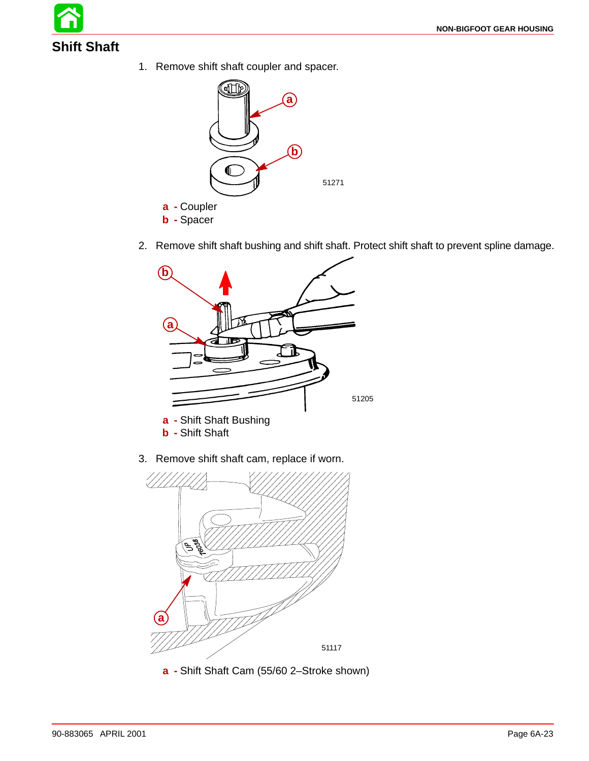## Shift Shaft

1. Remove shift shaft coupler and spacer.

51271

**a** - Coupler
**b** - Spacer

2. Remove shift shaft bushing and shift shaft. Protect shift shaft to prevent spline damage.

51205

**a** - Shift Shaft Bushing
**b** - Shift Shaft

3. Remove shift shaft cam, replace if worn.

51117

**a** - Shift Shaft Cam (55/60 2–Stroke shown)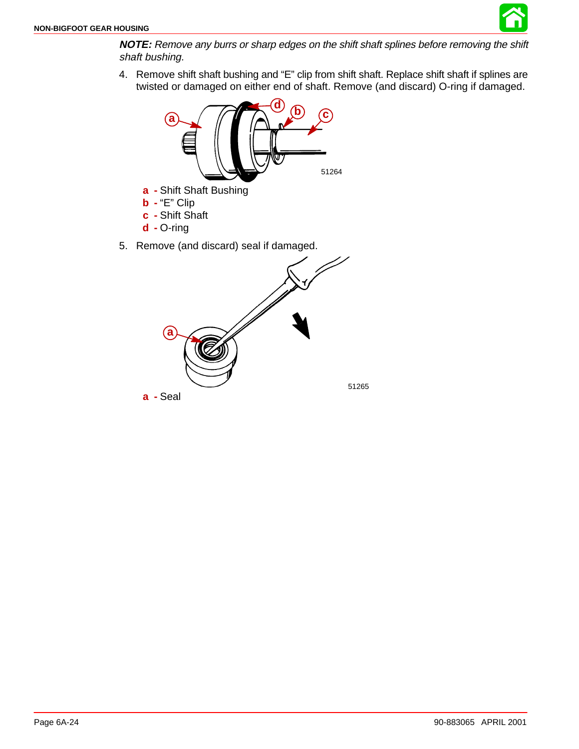***NOTE:*** *Remove any burrs or sharp edges on the shift shaft splines before removing the shift shaft bushing.*

4. Remove shift shaft bushing and "E" clip from shift shaft. Replace shift shaft if splines are twisted or damaged on either end of shaft. Remove (and discard) O-ring if damaged.

51264

**a** - Shift Shaft Bushing
**b** - "E" Clip
**c** - Shift Shaft
**d** - O-ring

5. Remove (and discard) seal if damaged.

51265

**a** - Seal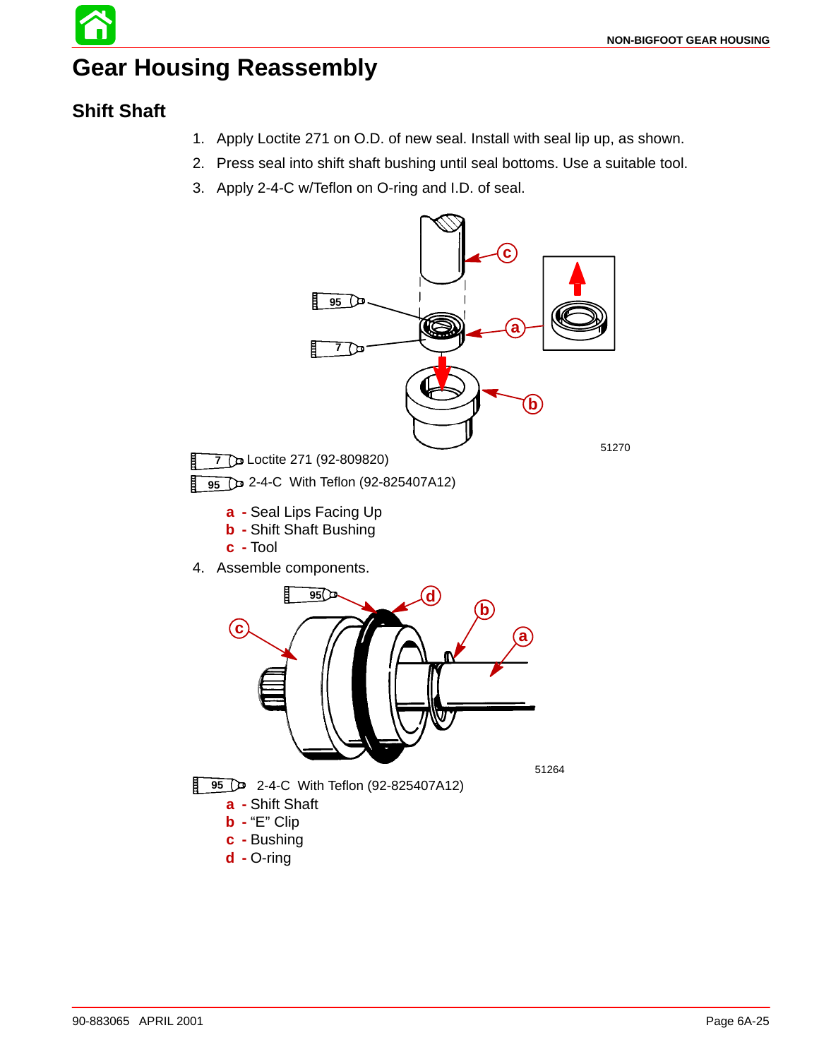# Gear Housing Reassembly

## Shift Shaft

1. Apply Loctite 271 on O.D. of new seal. Install with seal lip up, as shown.
2. Press seal into shift shaft bushing until seal bottoms. Use a suitable tool.
3. Apply 2-4-C w/Teflon on O-ring and I.D. of seal.

51270

7 Loctite 271 (92-809820)

95 2-4-C With Teflon (92-825407A12)

**a** - Seal Lips Facing Up
**b** - Shift Shaft Bushing
**c** - Tool

4. Assemble components.

51264

95 2-4-C With Teflon (92-825407A12)

**a** - Shift Shaft
**b** - "E" Clip
**c** - Bushing
**d** - O-ring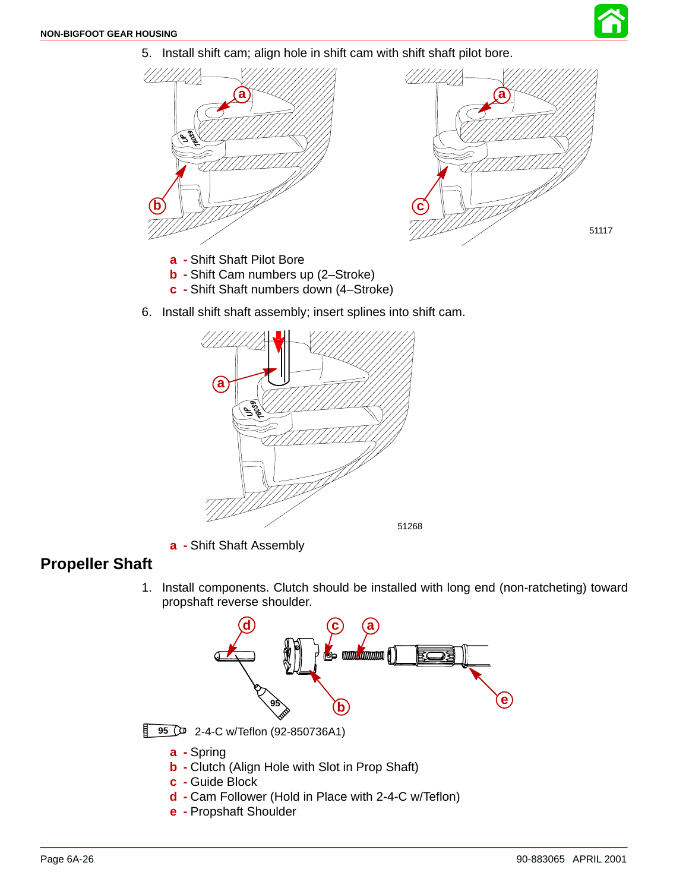5. Install shift cam; align hole in shift cam with shift shaft pilot bore.

51117

**a** - Shift Shaft Pilot Bore
**b** - Shift Cam numbers up (2–Stroke)
**c** - Shift Shaft numbers down (4–Stroke)

6. Install shift shaft assembly; insert splines into shift cam.

51268

**a** - Shift Shaft Assembly

## Propeller Shaft

1. Install components. Clutch should be installed with long end (non-ratcheting) toward propshaft reverse shoulder.

95 2-4-C w/Teflon (92-850736A1)

**a** - Spring
**b** - Clutch (Align Hole with Slot in Prop Shaft)
**c** - Guide Block
**d** - Cam Follower (Hold in Place with 2-4-C w/Teflon)
**e** - Propshaft Shoulder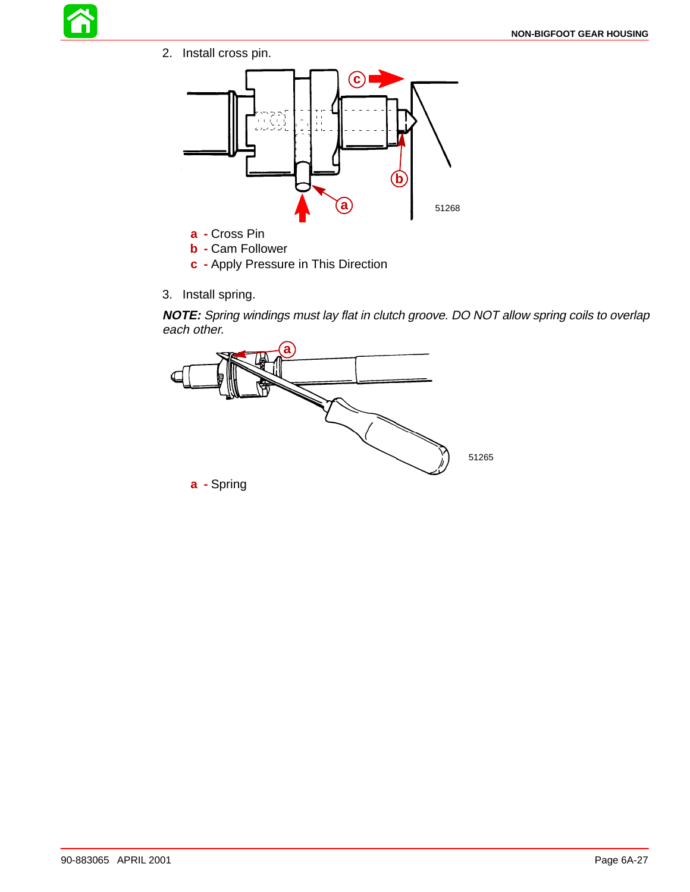2. Install cross pin.

51268

**a -** Cross Pin
**b -** Cam Follower
**c -** Apply Pressure in This Direction

3. Install spring.

***NOTE:*** *Spring windings must lay flat in clutch groove. DO NOT allow spring coils to overlap each other.*

51265

**a -** Spring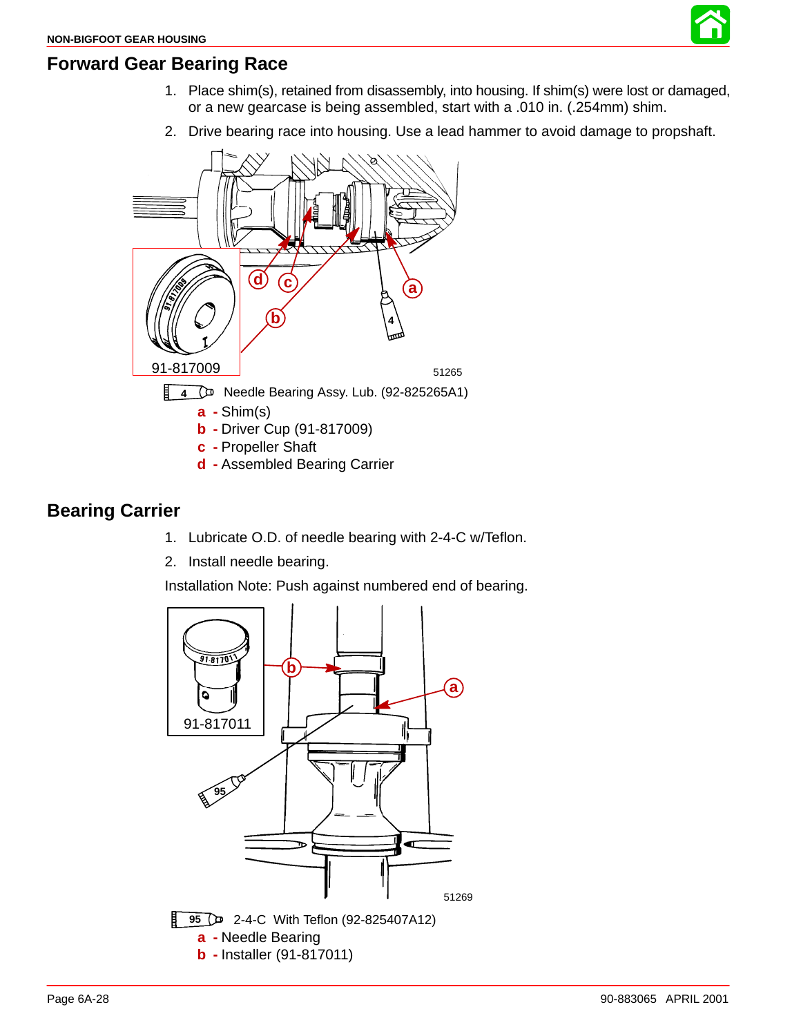## Forward Gear Bearing Race

1. Place shim(s), retained from disassembly, into housing. If shim(s) were lost or damaged, or a new gearcase is being assembled, start with a .010 in. (.254mm) shim.
2. Drive bearing race into housing. Use a lead hammer to avoid damage to propshaft.

91-817009

51265

4 Needle Bearing Assy. Lub. (92-825265A1)

- **a** - Shim(s)
- **b** - Driver Cup (91-817009)
- **c** - Propeller Shaft
- **d** - Assembled Bearing Carrier

## Bearing Carrier

1. Lubricate O.D. of needle bearing with 2-4-C w/Teflon.
2. Install needle bearing.

Installation Note: Push against numbered end of bearing.

91-817011

51269

95 2-4-C With Teflon (92-825407A12)

- **a** - Needle Bearing
- **b** - Installer (91-817011)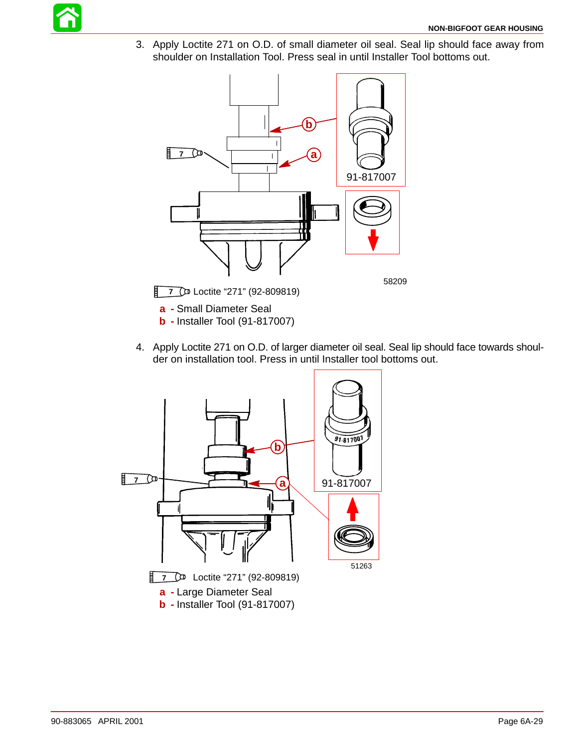3. Apply Loctite 271 on O.D. of small diameter oil seal. Seal lip should face away from shoulder on Installation Tool. Press seal in until Installer Tool bottoms out.

7 Loctite “271” (92-809819)

**a** - Small Diameter Seal

**b** - Installer Tool (91-817007)

4. Apply Loctite 271 on O.D. of larger diameter oil seal. Seal lip should face towards shoulder on installation tool. Press in until Installer tool bottoms out.

7 Loctite “271” (92-809819)

**a** - Large Diameter Seal

**b** - Installer Tool (91-817007)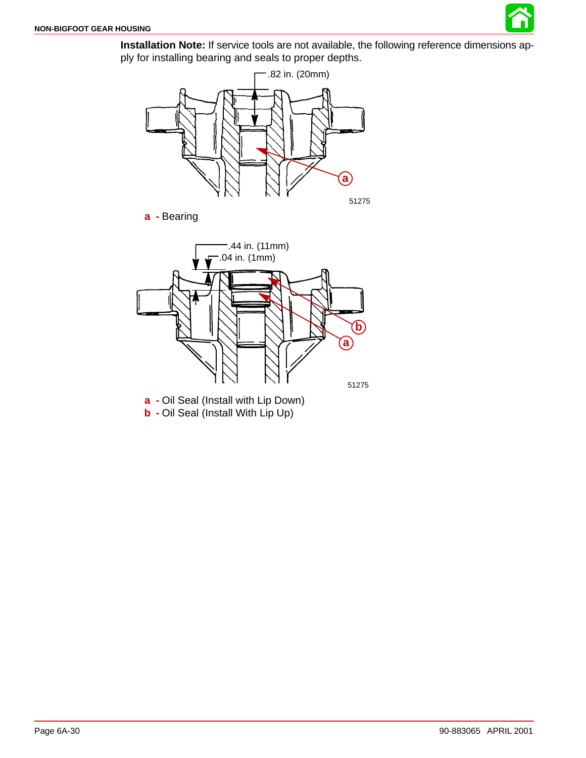**Installation Note:** If service tools are not available, the following reference dimensions apply for installing bearing and seals to proper depths.

.82 in. (20mm)

51275

**a** - Bearing

.44 in. (11mm)

.04 in. (1mm)

51275

**a** - Oil Seal (Install with Lip Down)

**b** - Oil Seal (Install With Lip Up)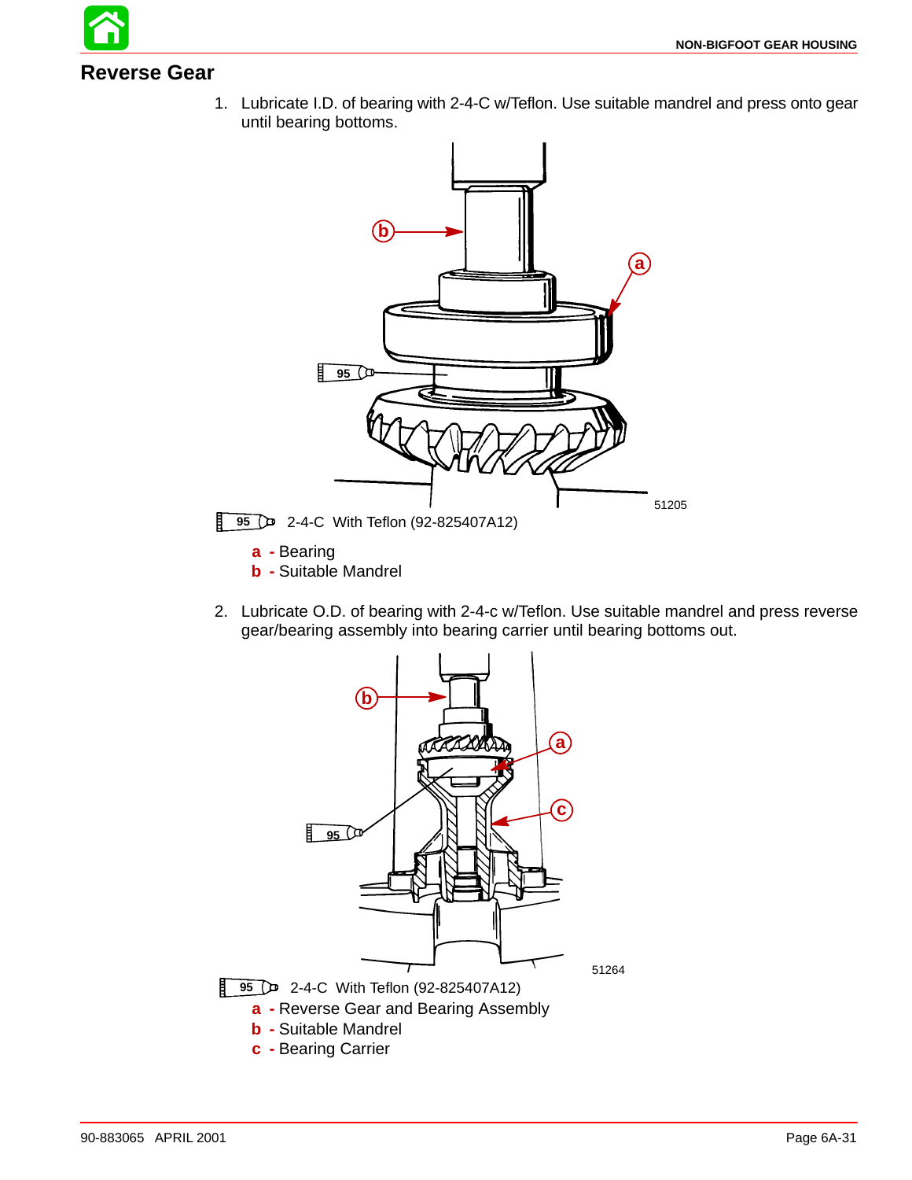## Reverse Gear

1. Lubricate I.D. of bearing with 2-4-C w/Teflon. Use suitable mandrel and press onto gear until bearing bottoms.

51205

95 2-4-C With Teflon (92-825407A12)

**a** - Bearing
**b** - Suitable Mandrel

2. Lubricate O.D. of bearing with 2-4-c w/Teflon. Use suitable mandrel and press reverse gear/bearing assembly into bearing carrier until bearing bottoms out.

51264

95 2-4-C With Teflon (92-825407A12)

**a** - Reverse Gear and Bearing Assembly
**b** - Suitable Mandrel
**c** - Bearing Carrier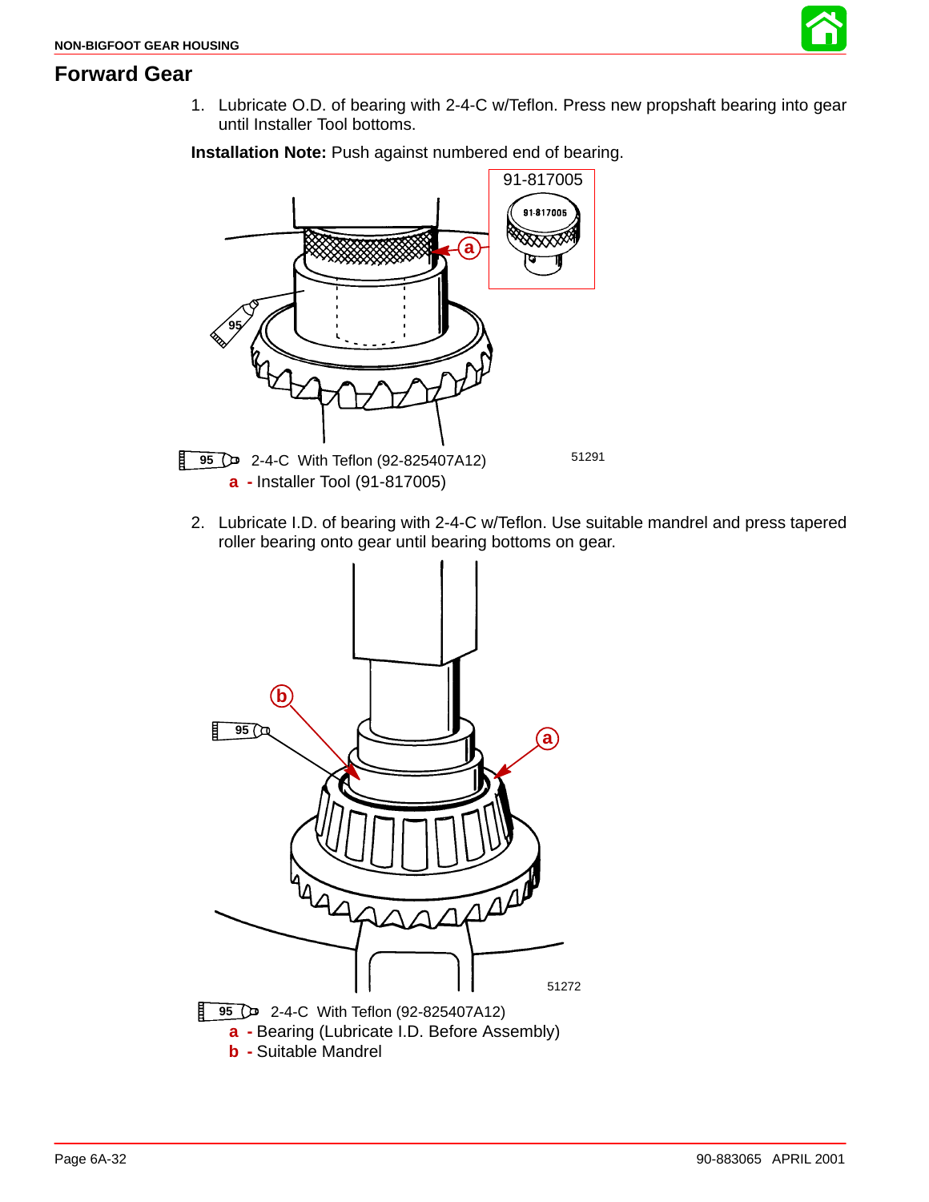## Forward Gear

1. Lubricate O.D. of bearing with 2-4-C w/Teflon. Press new propshaft bearing into gear until Installer Tool bottoms.

**Installation Note:** Push against numbered end of bearing.

91-817005

51291

95 2-4-C With Teflon (92-825407A12)

**a** - Installer Tool (91-817005)

2. Lubricate I.D. of bearing with 2-4-C w/Teflon. Use suitable mandrel and press tapered roller bearing onto gear until bearing bottoms on gear.

51272

95 2-4-C With Teflon (92-825407A12)

**a** - Bearing (Lubricate I.D. Before Assembly)

**b** - Suitable Mandrel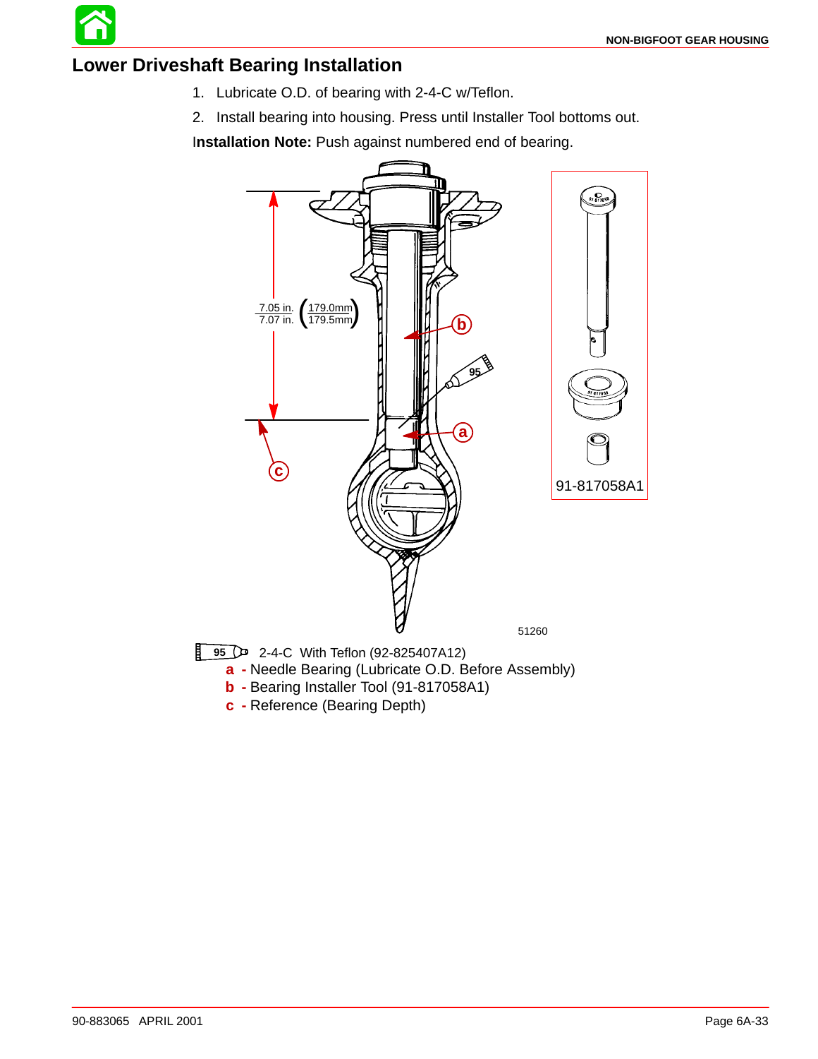## Lower Driveshaft Bearing Installation

1. Lubricate O.D. of bearing with 2-4-C w/Teflon.
2. Install bearing into housing. Press until Installer Tool bottoms out.

**Installation Note:** Push against numbered end of bearing.

95 2-4-C With Teflon (92-825407A12)

**a** - Needle Bearing (Lubricate O.D. Before Assembly)

**b** - Bearing Installer Tool (91-817058A1)

**c** - Reference (Bearing Depth)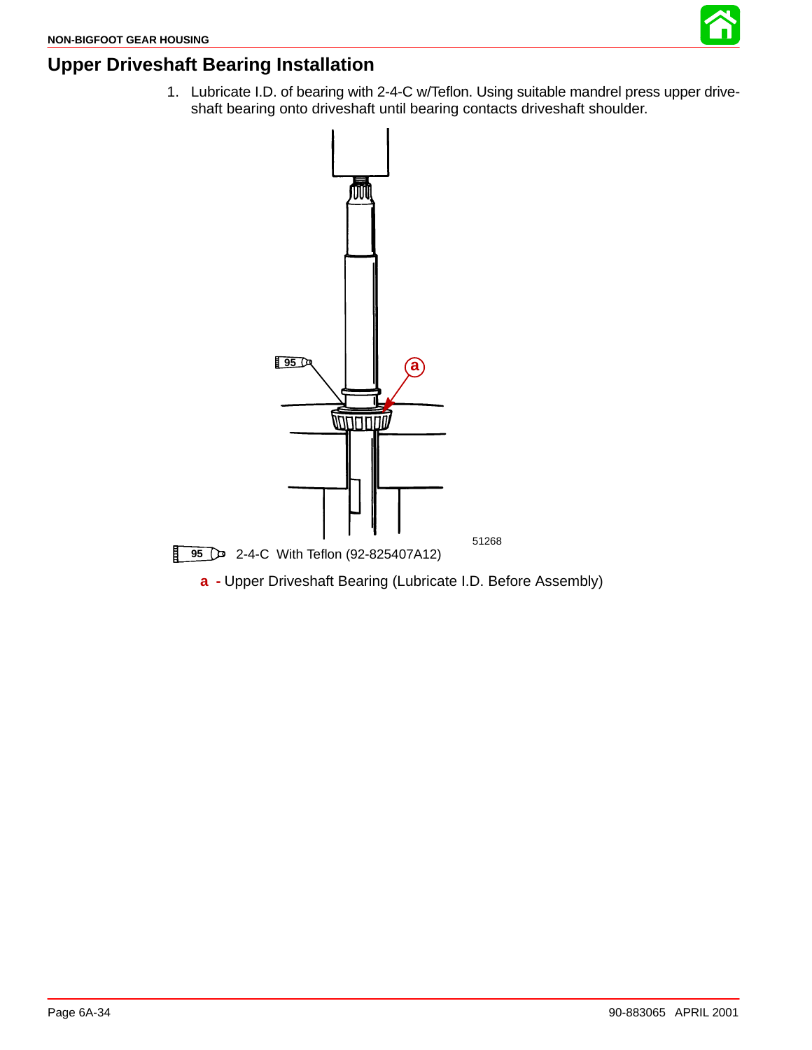## Upper Driveshaft Bearing Installation

1. Lubricate I.D. of bearing with 2-4-C w/Teflon. Using suitable mandrel press upper driveshaft bearing onto driveshaft until bearing contacts driveshaft shoulder.

51268

95 2-4-C With Teflon (92-825407A12)

**a** - Upper Driveshaft Bearing (Lubricate I.D. Before Assembly)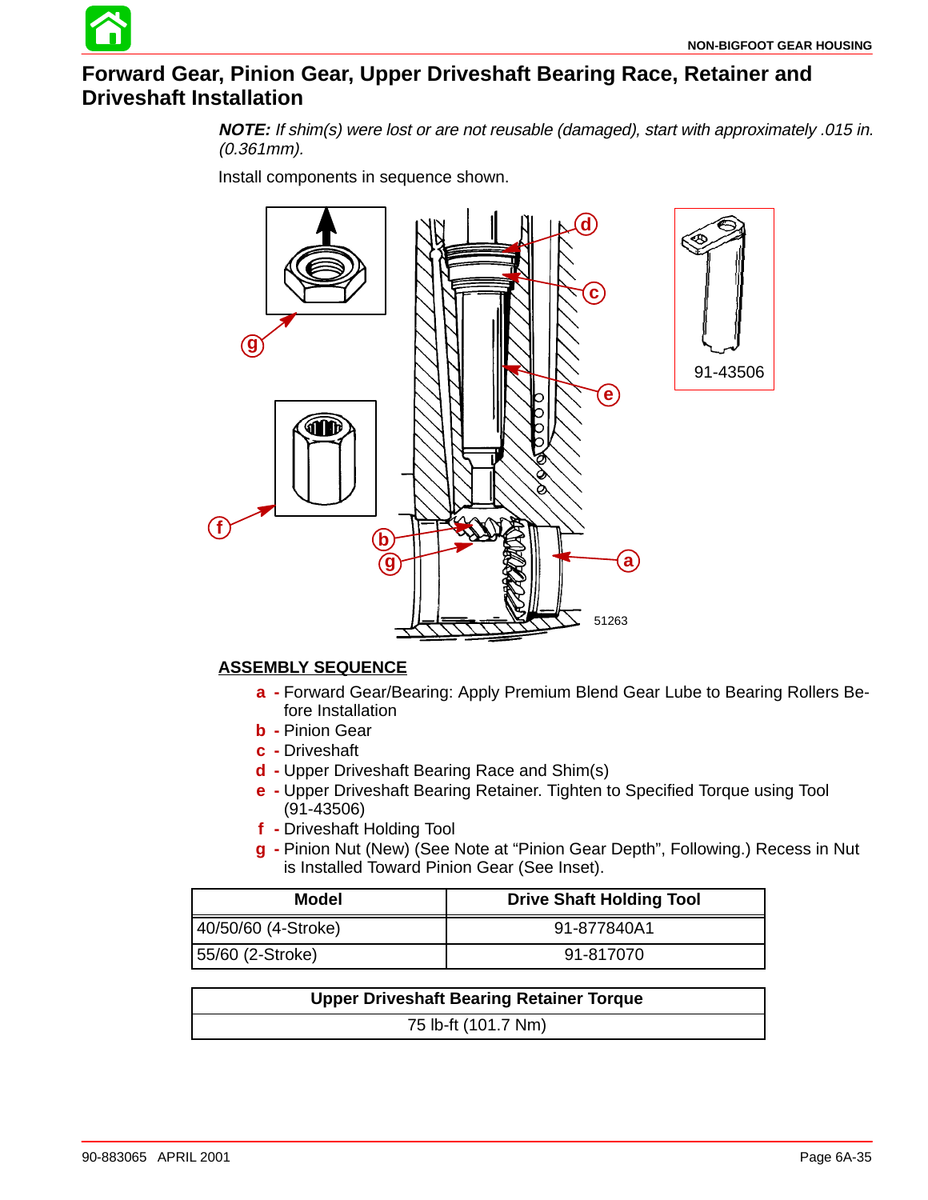# Forward Gear, Pinion Gear, Upper Driveshaft Bearing Race, Retainer and Driveshaft Installation

***NOTE:*** *If shim(s) were lost or are not reusable (damaged), start with approximately .015 in. (0.361mm).*

Install components in sequence shown.

## ASSEMBLY SEQUENCE

- **a** - Forward Gear/Bearing: Apply Premium Blend Gear Lube to Bearing Rollers Before Installation
- **b** - Pinion Gear
- **c** - Driveshaft
- **d** - Upper Driveshaft Bearing Race and Shim(s)
- **e** - Upper Driveshaft Bearing Retainer. Tighten to Specified Torque using Tool (91-43506)
- **f** - Driveshaft Holding Tool
- **g** - Pinion Nut (New) (See Note at "Pinion Gear Depth", Following.) Recess in Nut is Installed Toward Pinion Gear (See Inset).

| Model | Drive Shaft Holding Tool |
|---|---|
| 40/50/60 (4-Stroke) | 91-877840A1 |
| 55/60 (2-Stroke) | 91-817070 |

| Upper Driveshaft Bearing Retainer Torque |
|---|
| 75 lb-ft (101.7 Nm) |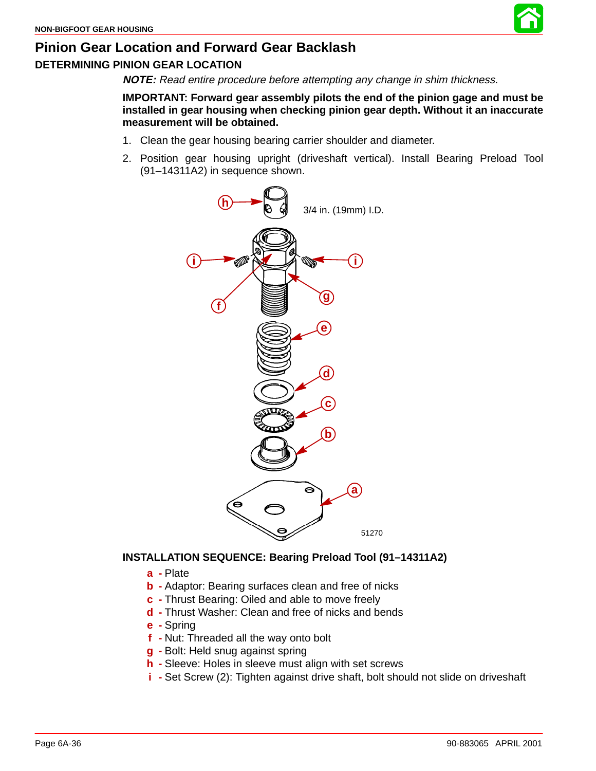# Pinion Gear Location and Forward Gear Backlash

## DETERMINING PINION GEAR LOCATION

***NOTE:*** *Read entire procedure before attempting any change in shim thickness.*

**IMPORTANT: Forward gear assembly pilots the end of the pinion gage and must be installed in gear housing when checking pinion gear depth. Without it an inaccurate measurement will be obtained.**

1. Clean the gear housing bearing carrier shoulder and diameter.
2. Position gear housing upright (driveshaft vertical). Install Bearing Preload Tool (91–14311A2) in sequence shown.

3/4 in. (19mm) I.D.

51270

**INSTALLATION SEQUENCE: Bearing Preload Tool (91–14311A2)**

- **a** - Plate
- **b** - Adaptor: Bearing surfaces clean and free of nicks
- **c** - Thrust Bearing: Oiled and able to move freely
- **d** - Thrust Washer: Clean and free of nicks and bends
- **e** - Spring
- **f** - Nut: Threaded all the way onto bolt
- **g** - Bolt: Held snug against spring
- **h** - Sleeve: Holes in sleeve must align with set screws
- **i** - Set Screw (2): Tighten against drive shaft, bolt should not slide on driveshaft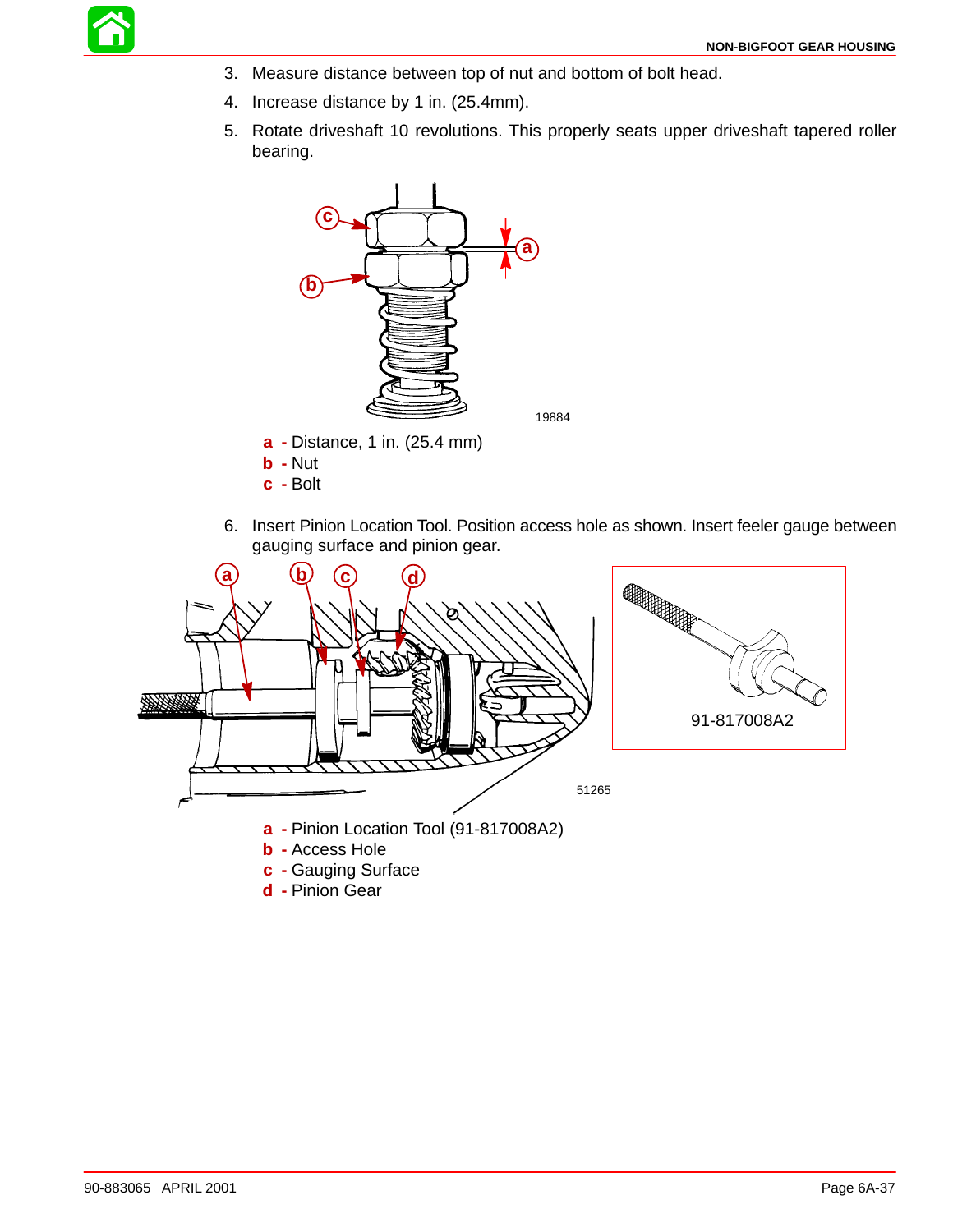3. Measure distance between top of nut and bottom of bolt head.
4. Increase distance by 1 in. (25.4mm).
5. Rotate driveshaft 10 revolutions. This properly seats upper driveshaft tapered roller bearing.

19884

**a** - Distance, 1 in. (25.4 mm)
**b** - Nut
**c** - Bolt

6. Insert Pinion Location Tool. Position access hole as shown. Insert feeler gauge between gauging surface and pinion gear.

91-817008A2

51265

**a** - Pinion Location Tool (91-817008A2)
**b** - Access Hole
**c** - Gauging Surface
**d** - Pinion Gear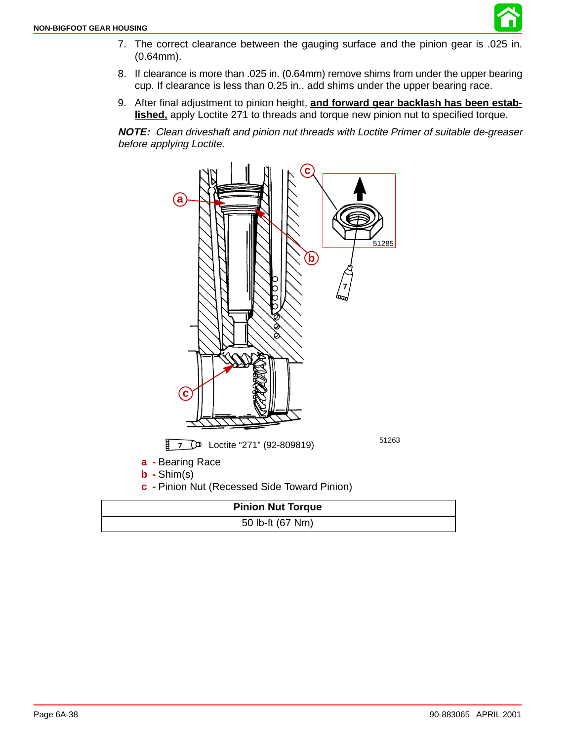7. The correct clearance between the gauging surface and the pinion gear is .025 in. (0.64mm).
8. If clearance is more than .025 in. (0.64mm) remove shims from under the upper bearing cup. If clearance is less than 0.25 in., add shims under the upper bearing race.
9. After final adjustment to pinion height, **and forward gear backlash has been established,** apply Loctite 271 to threads and torque new pinion nut to specified torque.

***NOTE:*** *Clean driveshaft and pinion nut threads with Loctite Primer of suitable de-greaser before applying Loctite.*

51285

51263

7 Loctite "271" (92-809819)

**a** - Bearing Race
**b** - Shim(s)
**c** - Pinion Nut (Recessed Side Toward Pinion)

| Pinion Nut Torque |
|---|
| 50 lb-ft (67 Nm) |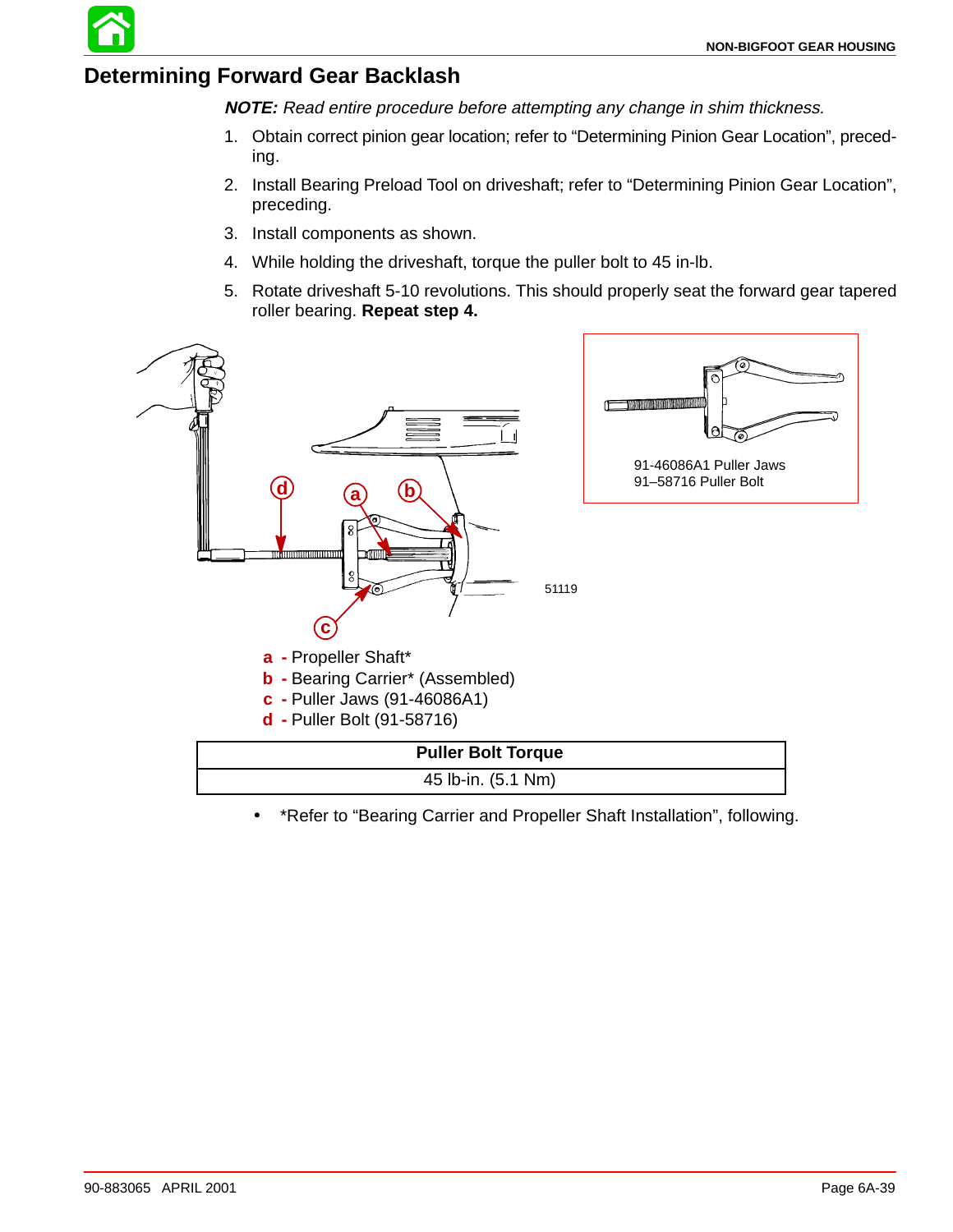## Determining Forward Gear Backlash

***NOTE:*** *Read entire procedure before attempting any change in shim thickness.*

1. Obtain correct pinion gear location; refer to “Determining Pinion Gear Location”, preceding.
2. Install Bearing Preload Tool on driveshaft; refer to “Determining Pinion Gear Location”, preceding.
3. Install components as shown.
4. While holding the driveshaft, torque the puller bolt to 45 in-lb.
5. Rotate driveshaft 5-10 revolutions. This should properly seat the forward gear tapered roller bearing. **Repeat step 4.**

91-46086A1 Puller Jaws
91–58716 Puller Bolt

51119

**a** - Propeller Shaft*
**b** - Bearing Carrier* (Assembled)
**c** - Puller Jaws (91-46086A1)
**d** - Puller Bolt (91-58716)

| Puller Bolt Torque |
|---|
| 45 lb-in. (5.1 Nm) |

- *Refer to “Bearing Carrier and Propeller Shaft Installation”, following.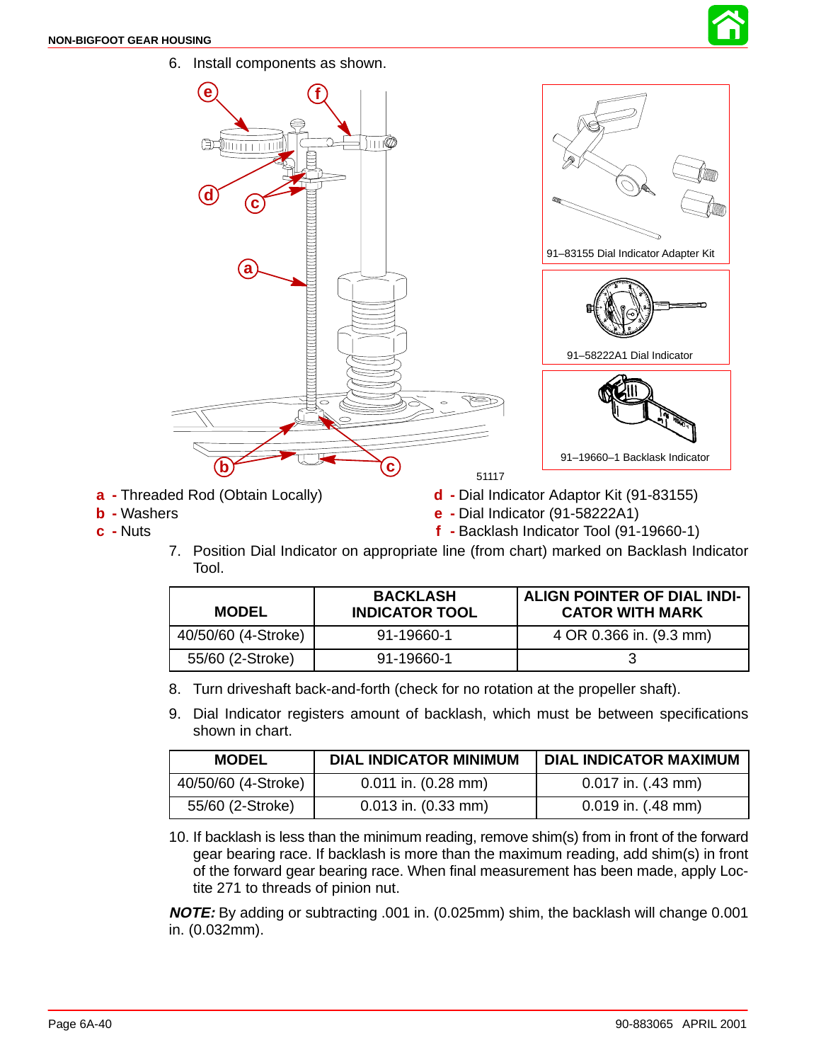6. Install components as shown.

a - Threaded Rod (Obtain Locally)
b - Washers
c - Nuts
d - Dial Indicator Adaptor Kit (91-83155)
e - Dial Indicator (91-58222A1)
f - Backlash Indicator Tool (91-19660-1)

7. Position Dial Indicator on appropriate line (from chart) marked on Backlash Indicator Tool.

| MODEL | BACKLASH INDICATOR TOOL | ALIGN POINTER OF DIAL INDICATOR WITH MARK |
|---|---|---|
| 40/50/60 (4-Stroke) | 91-19660-1 | 4 OR 0.366 in. (9.3 mm) |
| 55/60 (2-Stroke) | 91-19660-1 | 3 |

8. Turn driveshaft back-and-forth (check for no rotation at the propeller shaft).

9. Dial Indicator registers amount of backlash, which must be between specifications shown in chart.

| MODEL | DIAL INDICATOR MINIMUM | DIAL INDICATOR MAXIMUM |
|---|---|---|
| 40/50/60 (4-Stroke) | 0.011 in. (0.28 mm) | 0.017 in. (.43 mm) |
| 55/60 (2-Stroke) | 0.013 in. (0.33 mm) | 0.019 in. (.48 mm) |

10. If backlash is less than the minimum reading, remove shim(s) from in front of the forward gear bearing race. If backlash is more than the maximum reading, add shim(s) in front of the forward gear bearing race. When final measurement has been made, apply Loctite 271 to threads of pinion nut.

***NOTE:*** By adding or subtracting .001 in. (0.025mm) shim, the backlash will change 0.001 in. (0.032mm).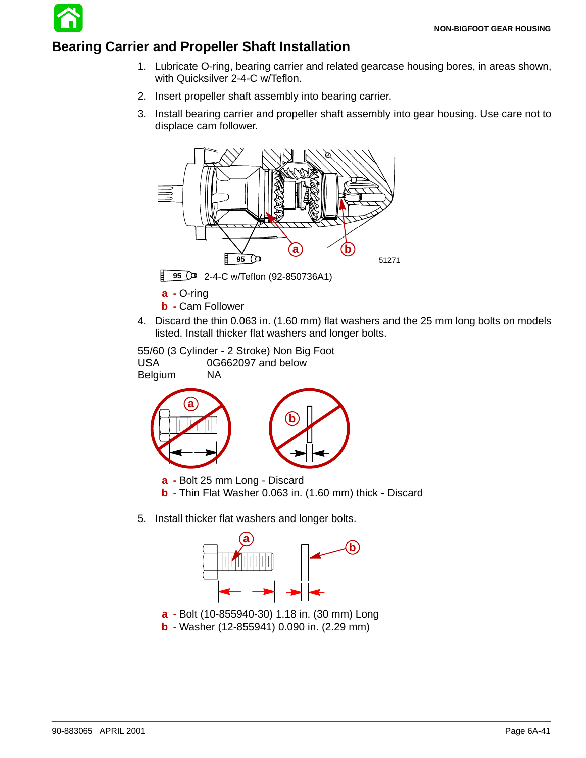## Bearing Carrier and Propeller Shaft Installation

1. Lubricate O-ring, bearing carrier and related gearcase housing bores, in areas shown, with Quicksilver 2-4-C w/Teflon.
2. Insert propeller shaft assembly into bearing carrier.
3. Install bearing carrier and propeller shaft assembly into gear housing. Use care not to displace cam follower.

95 2-4-C w/Teflon (92-850736A1)

**a** - O-ring
**b** - Cam Follower

4. Discard the thin 0.063 in. (1.60 mm) flat washers and the 25 mm long bolts on models listed. Install thicker flat washers and longer bolts.

55/60 (3 Cylinder - 2 Stroke) Non Big Foot

| | |
|---|---|
| USA | 0G662097 and below |
| Belgium | NA |

**a** - Bolt 25 mm Long - Discard
**b** - Thin Flat Washer 0.063 in. (1.60 mm) thick - Discard

5. Install thicker flat washers and longer bolts.

**a** - Bolt (10-855940-30) 1.18 in. (30 mm) Long
**b** - Washer (12-855941) 0.090 in. (2.29 mm)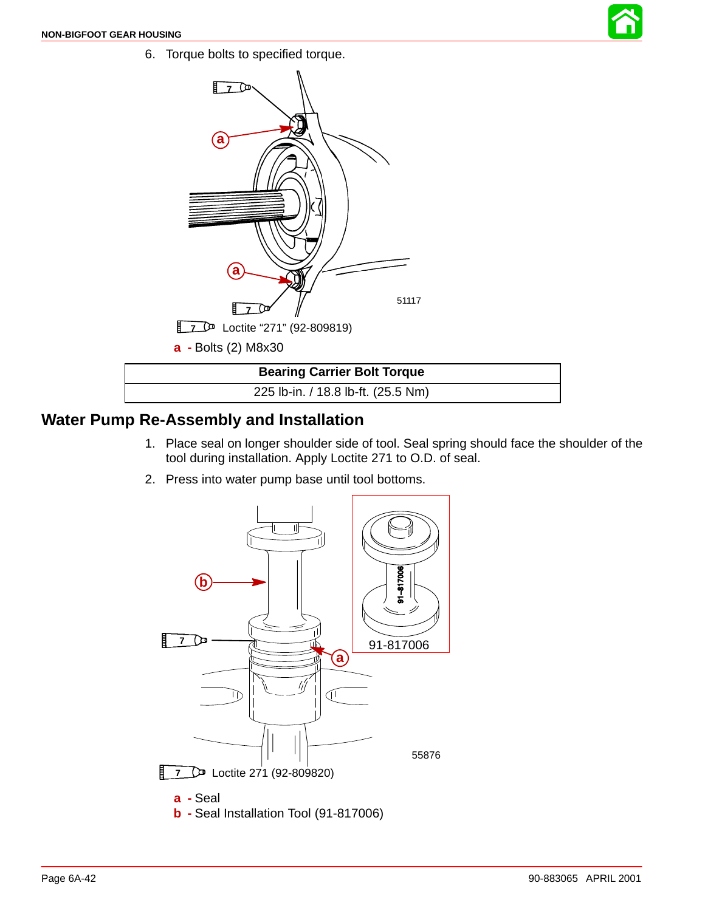6. Torque bolts to specified torque.

51117

Loctite "271" (92-809819)

**a** - Bolts (2) M8x30

| Bearing Carrier Bolt Torque |
|---|
| 225 lb-in. / 18.8 lb-ft. (25.5 Nm) |

## Water Pump Re-Assembly and Installation

1. Place seal on longer shoulder side of tool. Seal spring should face the shoulder of the tool during installation. Apply Loctite 271 to O.D. of seal.
2. Press into water pump base until tool bottoms.

91-817006

55876

Loctite 271 (92-809820)

**a** - Seal
**b** - Seal Installation Tool (91-817006)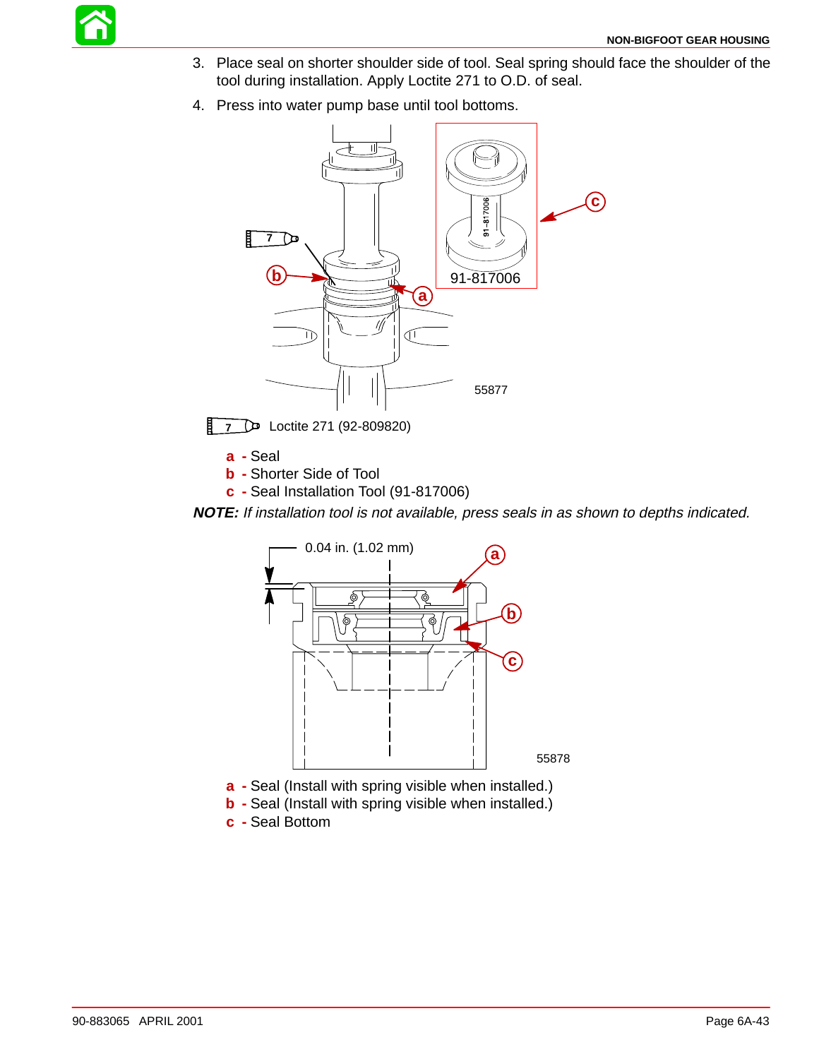3. Place seal on shorter shoulder side of tool. Seal spring should face the shoulder of the tool during installation. Apply Loctite 271 to O.D. of seal.
4. Press into water pump base until tool bottoms.

55877

7 Loctite 271 (92-809820)

**a** - Seal
**b** - Shorter Side of Tool
**c** - Seal Installation Tool (91-817006)

***NOTE:*** *If installation tool is not available, press seals in as shown to depths indicated.*

55878

**a** - Seal (Install with spring visible when installed.)
**b** - Seal (Install with spring visible when installed.)
**c** - Seal Bottom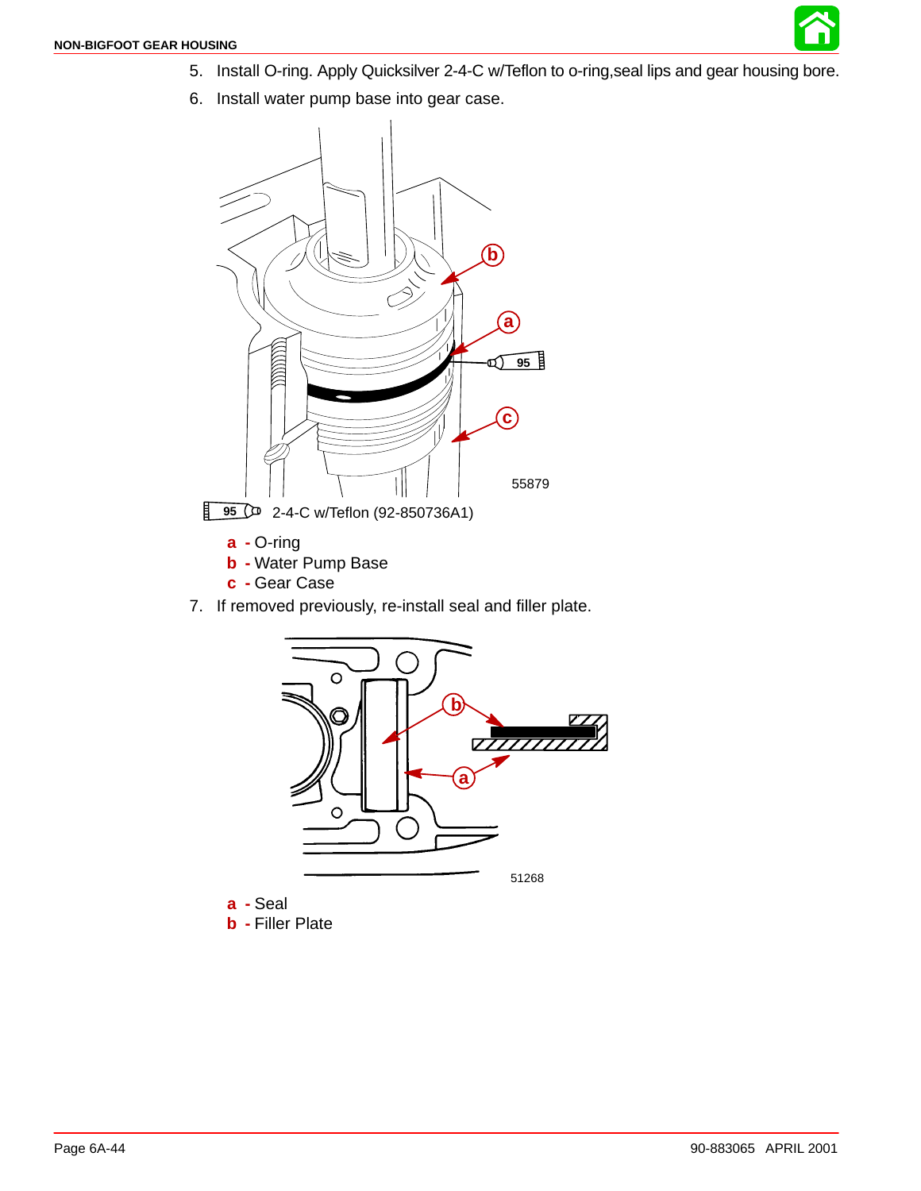5. Install O-ring. Apply Quicksilver 2-4-C w/Teflon to o-ring,seal lips and gear housing bore.
6. Install water pump base into gear case.

55879

95 2-4-C w/Teflon (92-850736A1)

**a** - O-ring
**b** - Water Pump Base
**c** - Gear Case

7. If removed previously, re-install seal and filler plate.

51268

**a** - Seal
**b** - Filler Plate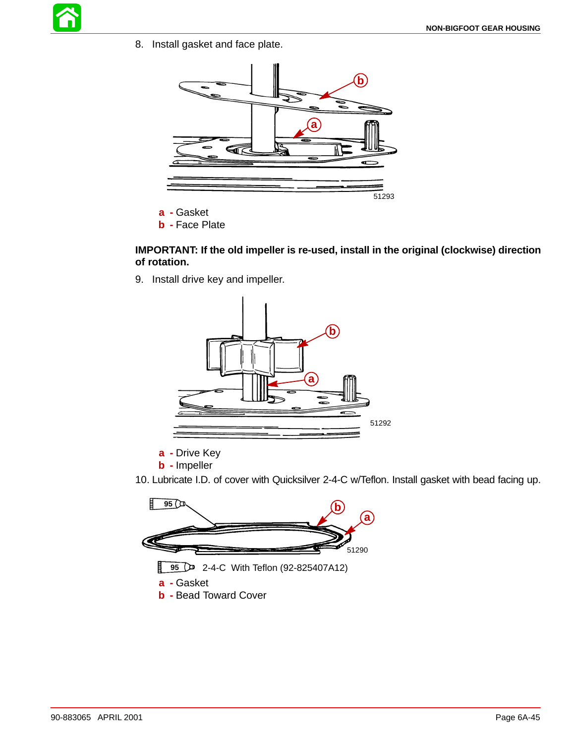8. Install gasket and face plate.

51293

**a** - Gasket
**b** - Face Plate

**IMPORTANT: If the old impeller is re-used, install in the original (clockwise) direction of rotation.**

9. Install drive key and impeller.

51292

**a** - Drive Key
**b** - Impeller

10. Lubricate I.D. of cover with Quicksilver 2-4-C w/Teflon. Install gasket with bead facing up.

51290

95 2-4-C With Teflon (92-825407A12)

**a** - Gasket
**b** - Bead Toward Cover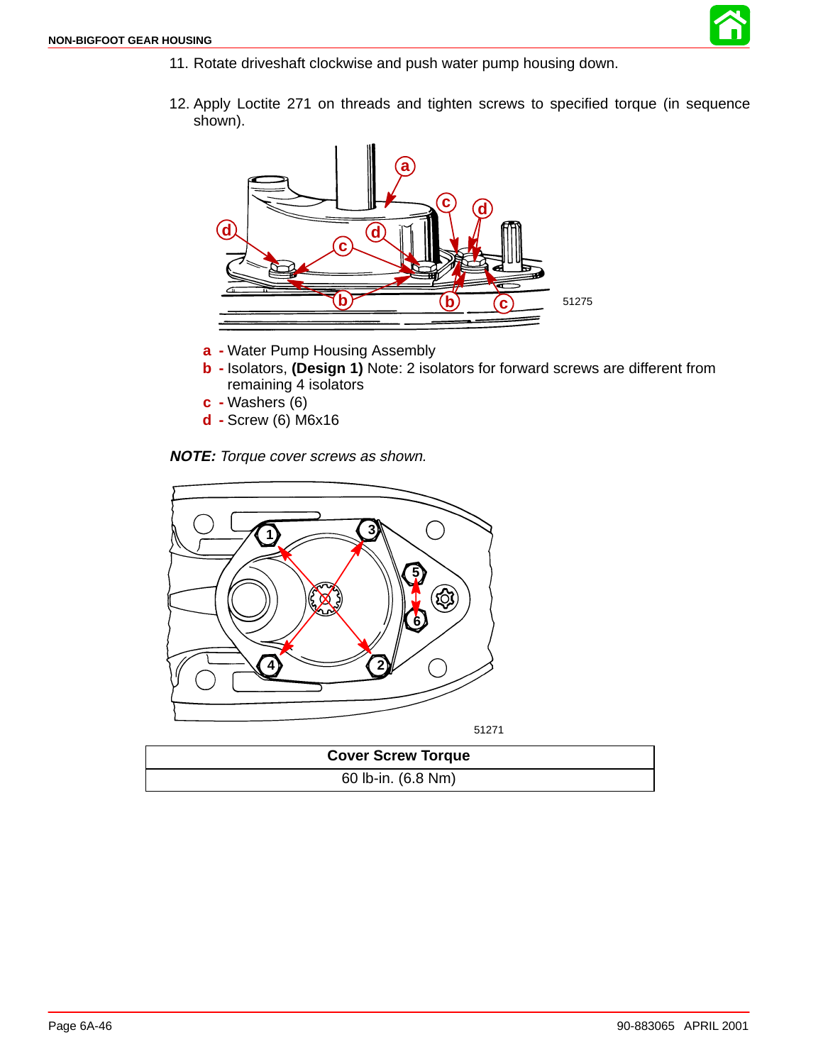11. Rotate driveshaft clockwise and push water pump housing down.

12. Apply Loctite 271 on threads and tighten screws to specified torque (in sequence shown).

51275

**a** - Water Pump Housing Assembly
**b** - Isolators, **(Design 1)** Note: 2 isolators for forward screws are different from remaining 4 isolators
**c** - Washers (6)
**d** - Screw (6) M6x16

***NOTE:*** *Torque cover screws as shown.*

51271

| Cover Screw Torque |
| --- |
| 60 lb-in. (6.8 Nm) |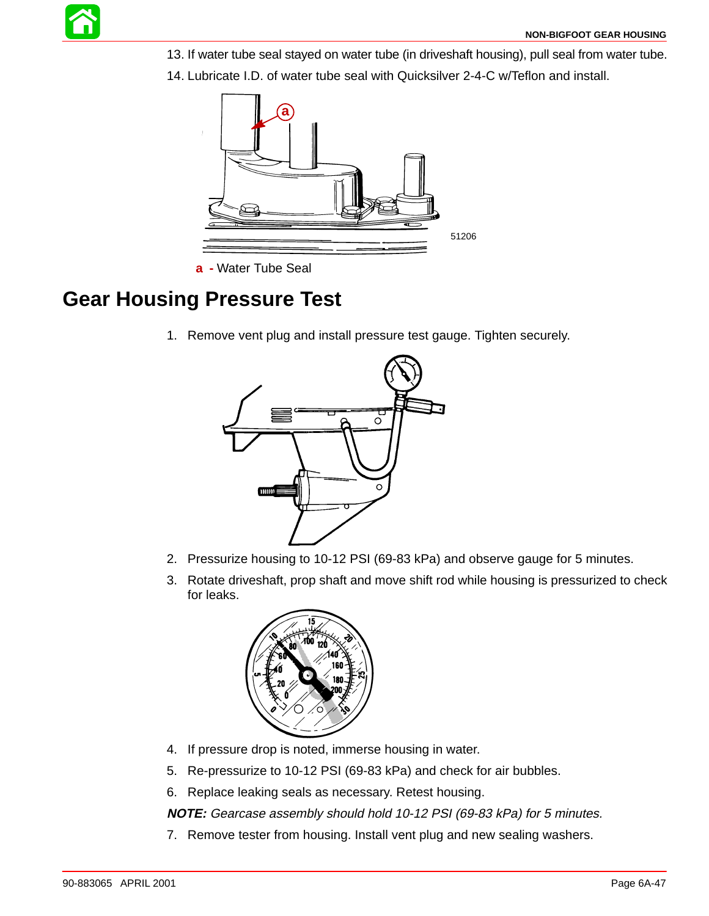13. If water tube seal stayed on water tube (in driveshaft housing), pull seal from water tube.
14. Lubricate I.D. of water tube seal with Quicksilver 2-4-C w/Teflon and install.

51206

**a** - Water Tube Seal

## Gear Housing Pressure Test

1. Remove vent plug and install pressure test gauge. Tighten securely.
2. Pressurize housing to 10-12 PSI (69-83 kPa) and observe gauge for 5 minutes.
3. Rotate driveshaft, prop shaft and move shift rod while housing is pressurized to check for leaks.
4. If pressure drop is noted, immerse housing in water.
5. Re-pressurize to 10-12 PSI (69-83 kPa) and check for air bubbles.
6. Replace leaking seals as necessary. Retest housing.

***NOTE:*** *Gearcase assembly should hold 10-12 PSI (69-83 kPa) for 5 minutes.*

7. Remove tester from housing. Install vent plug and new sealing washers.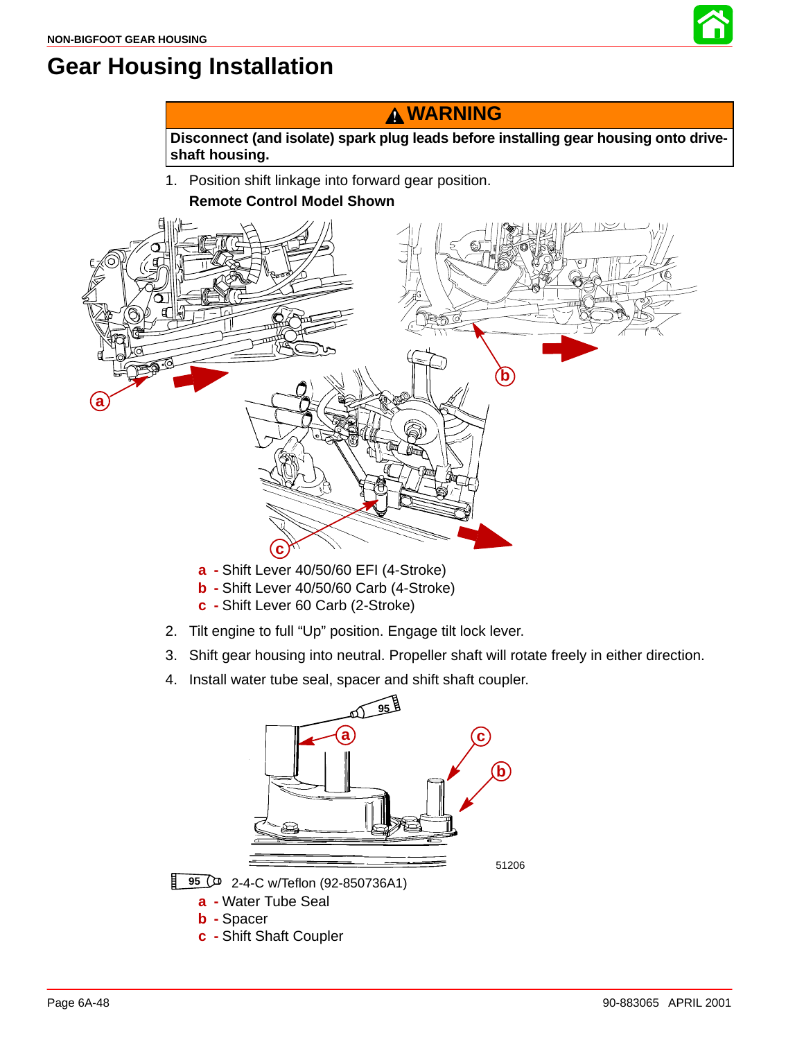# Gear Housing Installation

> **⚠ WARNING**
>
> **Disconnect (and isolate) spark plug leads before installing gear housing onto drive-shaft housing.**

1. Position shift linkage into forward gear position.

**Remote Control Model Shown**

**a** - Shift Lever 40/50/60 EFI (4-Stroke)
**b** - Shift Lever 40/50/60 Carb (4-Stroke)
**c** - Shift Lever 60 Carb (2-Stroke)

2. Tilt engine to full “Up” position. Engage tilt lock lever.
3. Shift gear housing into neutral. Propeller shaft will rotate freely in either direction.
4. Install water tube seal, spacer and shift shaft coupler.

51206

95 2-4-C w/Teflon (92-850736A1)

**a** - Water Tube Seal
**b** - Spacer
**c** - Shift Shaft Coupler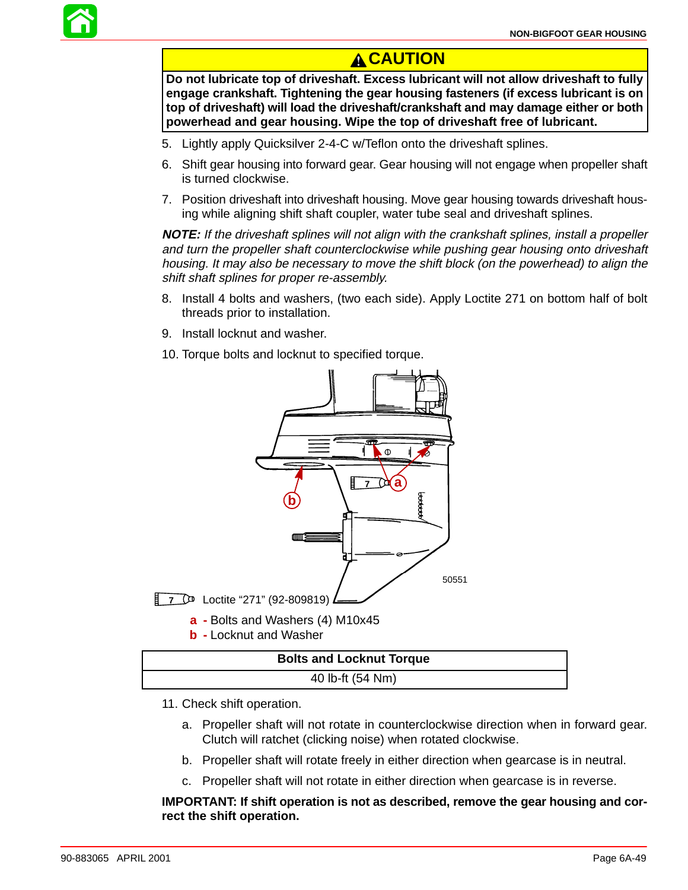**⚠ CAUTION**

**Do not lubricate top of driveshaft. Excess lubricant will not allow driveshaft to fully engage crankshaft. Tightening the gear housing fasteners (if excess lubricant is on top of driveshaft) will load the driveshaft/crankshaft and may damage either or both powerhead and gear housing. Wipe the top of driveshaft free of lubricant.**

5. Lightly apply Quicksilver 2-4-C w/Teflon onto the driveshaft splines.
6. Shift gear housing into forward gear. Gear housing will not engage when propeller shaft is turned clockwise.
7. Position driveshaft into driveshaft housing. Move gear housing towards driveshaft housing while aligning shift shaft coupler, water tube seal and driveshaft splines.

***NOTE:*** *If the driveshaft splines will not align with the crankshaft splines, install a propeller and turn the propeller shaft counterclockwise while pushing gear housing onto driveshaft housing. It may also be necessary to move the shift block (on the powerhead) to align the shift shaft splines for proper re-assembly.*

8. Install 4 bolts and washers, (two each side). Apply Loctite 271 on bottom half of bolt threads prior to installation.
9. Install locknut and washer.
10. Torque bolts and locknut to specified torque.

50551

7 Loctite "271" (92-809819)

**a** - Bolts and Washers (4) M10x45
**b** - Locknut and Washer

| Bolts and Locknut Torque |
|---|
| 40 lb-ft (54 Nm) |

11. Check shift operation.
    a. Propeller shaft will not rotate in counterclockwise direction when in forward gear. Clutch will ratchet (clicking noise) when rotated clockwise.
    b. Propeller shaft will rotate freely in either direction when gearcase is in neutral.
    c. Propeller shaft will not rotate in either direction when gearcase is in reverse.

**IMPORTANT: If shift operation is not as described, remove the gear housing and correct the shift operation.**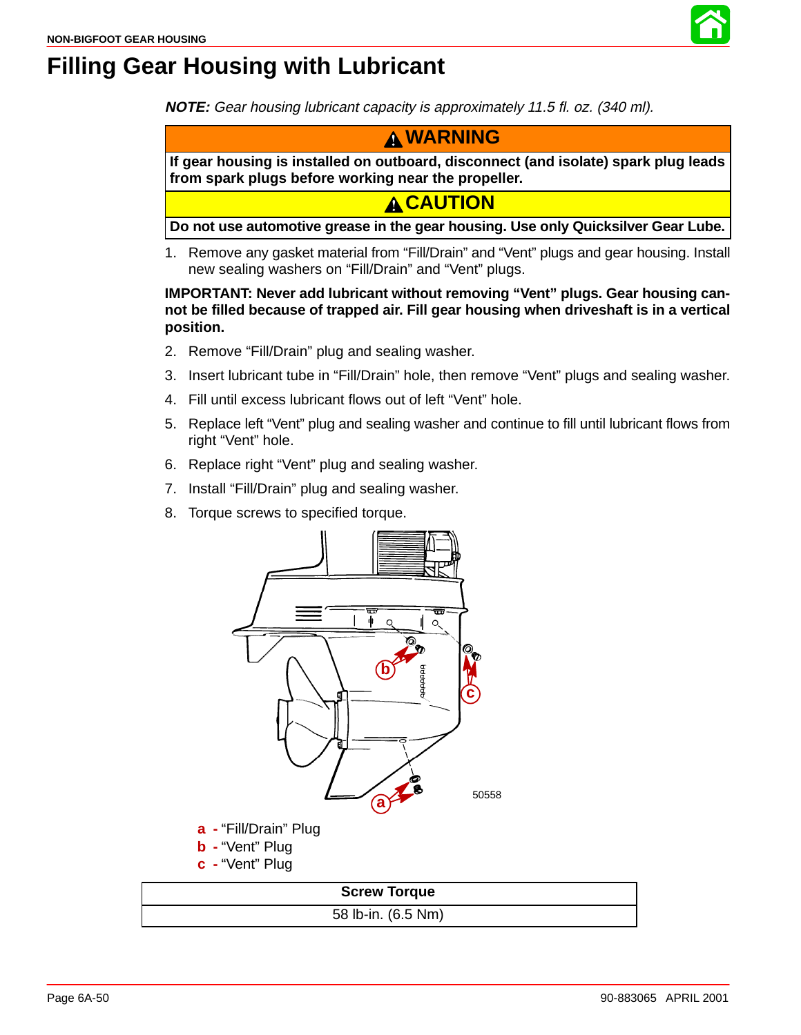# Filling Gear Housing with Lubricant

***NOTE:** Gear housing lubricant capacity is approximately 11.5 fl. oz. (340 ml).*

| ⚠ WARNING |
|---|
| **If gear housing is installed on outboard, disconnect (and isolate) spark plug leads from spark plugs before working near the propeller.** |

| ⚠ CAUTION |
|---|
| **Do not use automotive grease in the gear housing. Use only Quicksilver Gear Lube.** |

1. Remove any gasket material from "Fill/Drain" and "Vent" plugs and gear housing. Install new sealing washers on "Fill/Drain" and "Vent" plugs.

**IMPORTANT: Never add lubricant without removing "Vent" plugs. Gear housing cannot be filled because of trapped air. Fill gear housing when driveshaft is in a vertical position.**

2. Remove "Fill/Drain" plug and sealing washer.
3. Insert lubricant tube in "Fill/Drain" hole, then remove "Vent" plugs and sealing washer.
4. Fill until excess lubricant flows out of left "Vent" hole.
5. Replace left "Vent" plug and sealing washer and continue to fill until lubricant flows from right "Vent" hole.
6. Replace right "Vent" plug and sealing washer.
7. Install "Fill/Drain" plug and sealing washer.
8. Torque screws to specified torque.

50558

**a** - "Fill/Drain" Plug
**b** - "Vent" Plug
**c** - "Vent" Plug

| Screw Torque |
|---|
| 58 lb-in. (6.5 Nm) |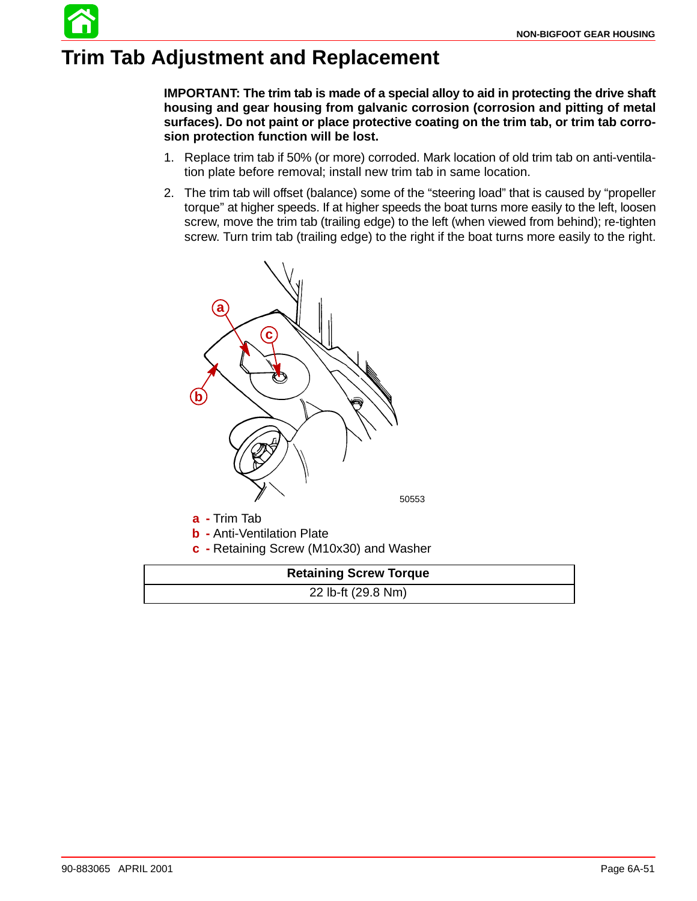# Trim Tab Adjustment and Replacement

**IMPORTANT: The trim tab is made of a special alloy to aid in protecting the drive shaft housing and gear housing from galvanic corrosion (corrosion and pitting of metal surfaces). Do not paint or place protective coating on the trim tab, or trim tab corrosion protection function will be lost.**

1. Replace trim tab if 50% (or more) corroded. Mark location of old trim tab on anti-ventilation plate before removal; install new trim tab in same location.
2. The trim tab will offset (balance) some of the "steering load" that is caused by "propeller torque" at higher speeds. If at higher speeds the boat turns more easily to the left, loosen screw, move the trim tab (trailing edge) to the left (when viewed from behind); re-tighten screw. Turn trim tab (trailing edge) to the right if the boat turns more easily to the right.

50553

**a** - Trim Tab
**b** - Anti-Ventilation Plate
**c** - Retaining Screw (M10x30) and Washer

| Retaining Screw Torque |
|---|
| 22 lb-ft (29.8 Nm) |